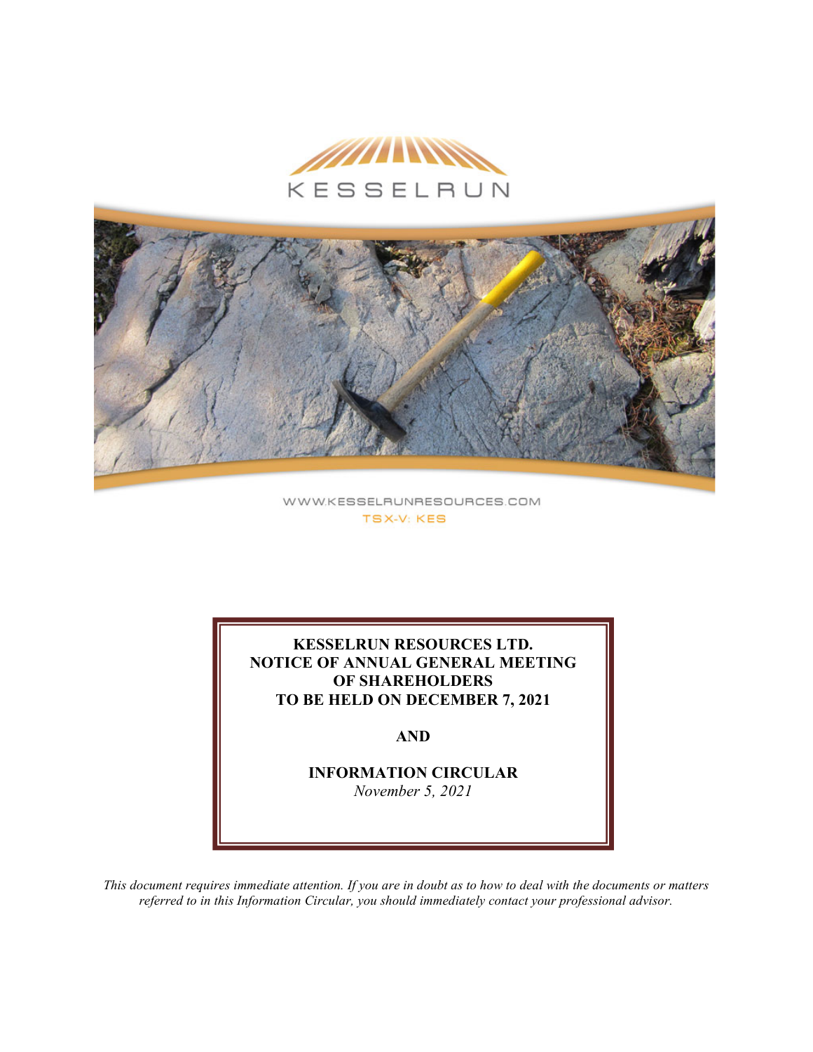KESSELRUN

WWW.KESSELRUNRESOURCES.COM

TSX-V: KES

**KESSELRUN RESOURCES LTD.**
**NOTICE OF ANNUAL GENERAL MEETING OF SHAREHOLDERS**
**TO BE HELD ON DECEMBER 7, 2021**

**AND**

**INFORMATION CIRCULAR**
*November 5, 2021*

*This document requires immediate attention. If you are in doubt as to how to deal with the documents or matters referred to in this Information Circular, you should immediately contact your professional advisor.*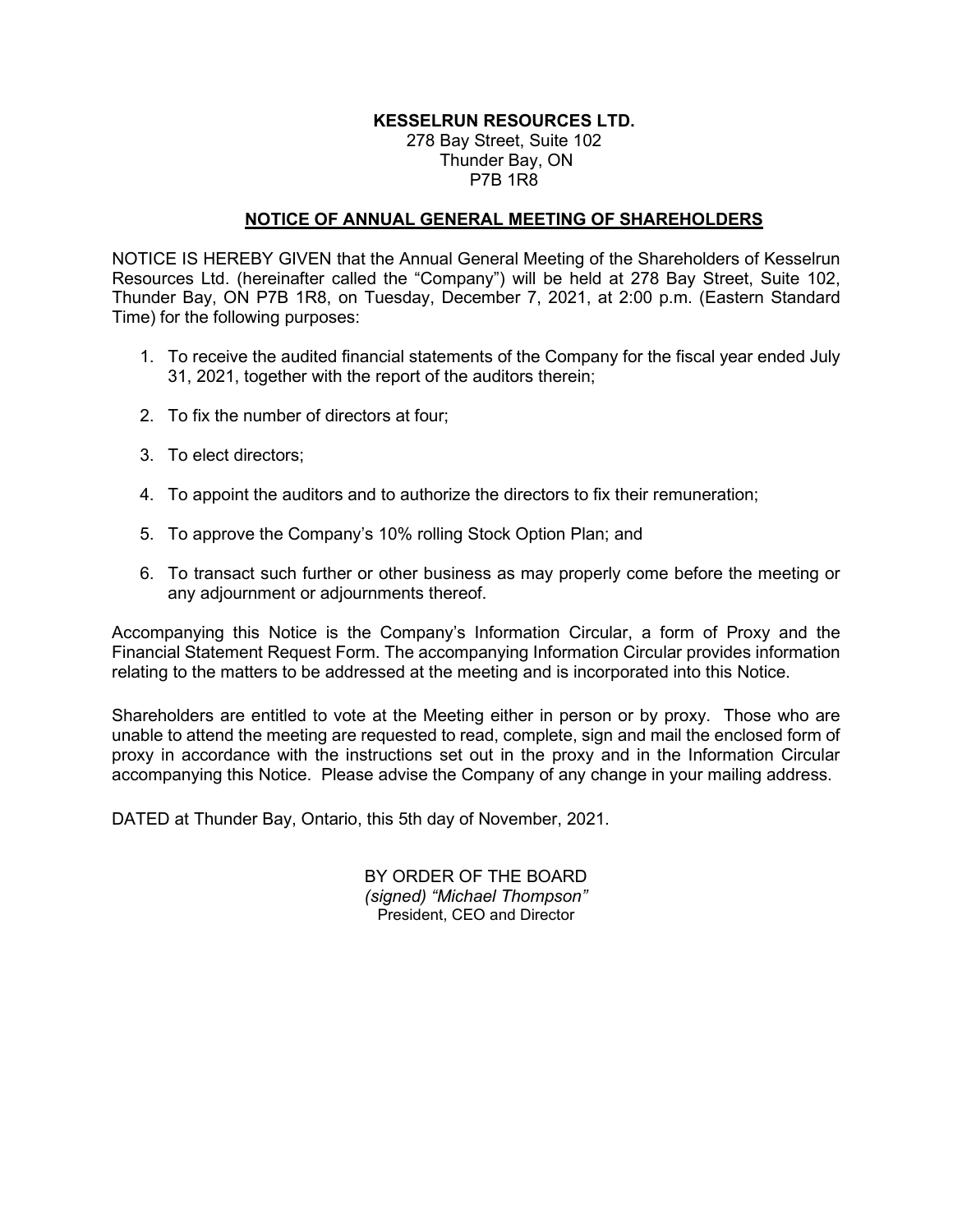**KESSELRUN RESOURCES LTD.**
278 Bay Street, Suite 102
Thunder Bay, ON
P7B 1R8

## NOTICE OF ANNUAL GENERAL MEETING OF SHAREHOLDERS

NOTICE IS HEREBY GIVEN that the Annual General Meeting of the Shareholders of Kesselrun Resources Ltd. (hereinafter called the "Company") will be held at 278 Bay Street, Suite 102, Thunder Bay, ON P7B 1R8, on Tuesday, December 7, 2021, at 2:00 p.m. (Eastern Standard Time) for the following purposes:

1. To receive the audited financial statements of the Company for the fiscal year ended July 31, 2021, together with the report of the auditors therein;
2. To fix the number of directors at four;
3. To elect directors;
4. To appoint the auditors and to authorize the directors to fix their remuneration;
5. To approve the Company's 10% rolling Stock Option Plan; and
6. To transact such further or other business as may properly come before the meeting or any adjournment or adjournments thereof.

Accompanying this Notice is the Company's Information Circular, a form of Proxy and the Financial Statement Request Form. The accompanying Information Circular provides information relating to the matters to be addressed at the meeting and is incorporated into this Notice.

Shareholders are entitled to vote at the Meeting either in person or by proxy. Those who are unable to attend the meeting are requested to read, complete, sign and mail the enclosed form of proxy in accordance with the instructions set out in the proxy and in the Information Circular accompanying this Notice. Please advise the Company of any change in your mailing address.

DATED at Thunder Bay, Ontario, this 5th day of November, 2021.

BY ORDER OF THE BOARD
*(signed) "Michael Thompson"*
President, CEO and Director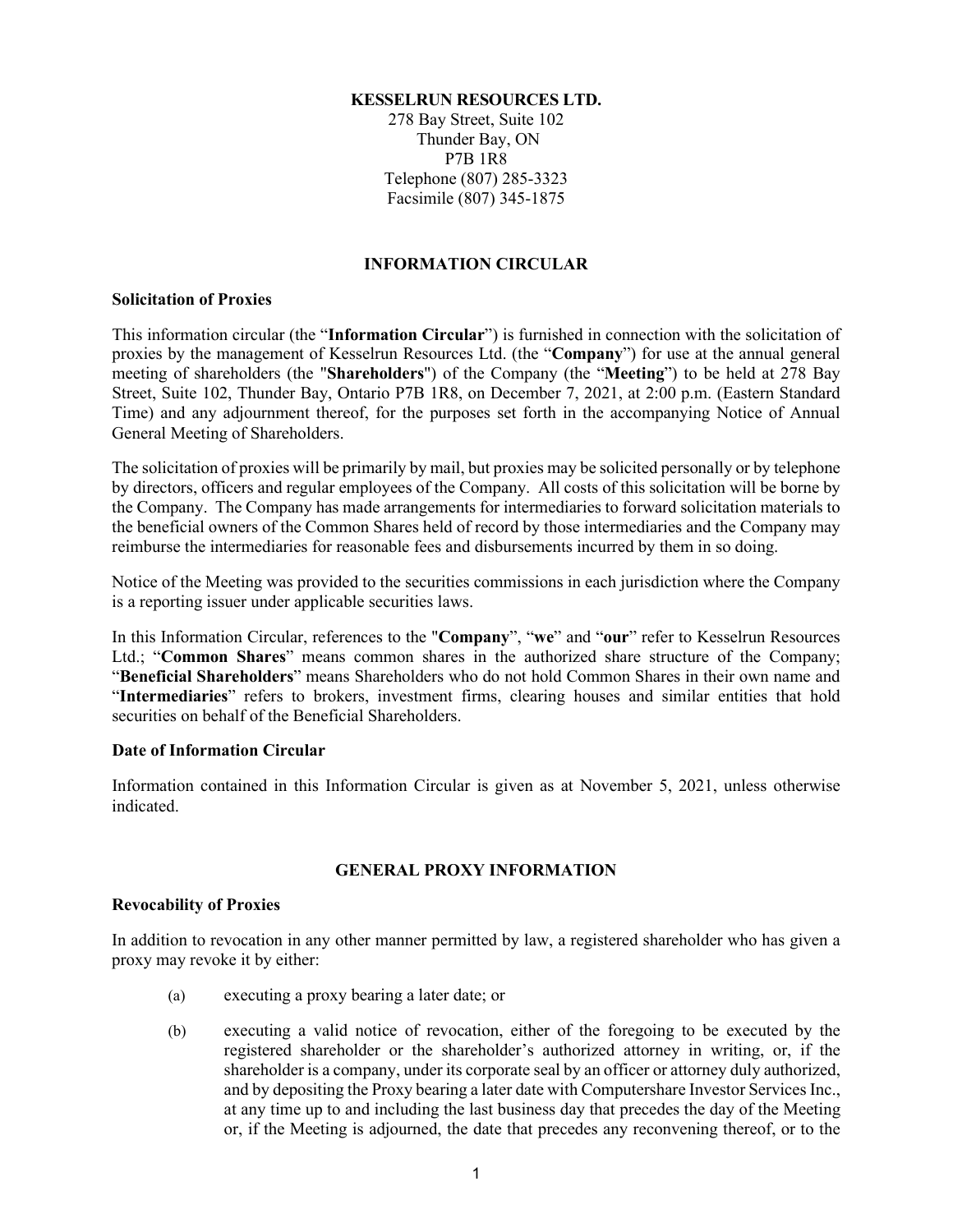**KESSELRUN RESOURCES LTD.**
278 Bay Street, Suite 102
Thunder Bay, ON
P7B 1R8
Telephone (807) 285-3323
Facsimile (807) 345-1875

## INFORMATION CIRCULAR

### Solicitation of Proxies

This information circular (the "**Information Circular**") is furnished in connection with the solicitation of proxies by the management of Kesselrun Resources Ltd. (the "**Company**") for use at the annual general meeting of shareholders (the "**Shareholders**") of the Company (the "**Meeting**") to be held at 278 Bay Street, Suite 102, Thunder Bay, Ontario P7B 1R8, on December 7, 2021, at 2:00 p.m. (Eastern Standard Time) and any adjournment thereof, for the purposes set forth in the accompanying Notice of Annual General Meeting of Shareholders.

The solicitation of proxies will be primarily by mail, but proxies may be solicited personally or by telephone by directors, officers and regular employees of the Company. All costs of this solicitation will be borne by the Company. The Company has made arrangements for intermediaries to forward solicitation materials to the beneficial owners of the Common Shares held of record by those intermediaries and the Company may reimburse the intermediaries for reasonable fees and disbursements incurred by them in so doing.

Notice of the Meeting was provided to the securities commissions in each jurisdiction where the Company is a reporting issuer under applicable securities laws.

In this Information Circular, references to the "**Company**", "**we**" and "**our**" refer to Kesselrun Resources Ltd.; "**Common Shares**" means common shares in the authorized share structure of the Company; "**Beneficial Shareholders**" means Shareholders who do not hold Common Shares in their own name and "**Intermediaries**" refers to brokers, investment firms, clearing houses and similar entities that hold securities on behalf of the Beneficial Shareholders.

### Date of Information Circular

Information contained in this Information Circular is given as at November 5, 2021, unless otherwise indicated.

## GENERAL PROXY INFORMATION

### Revocability of Proxies

In addition to revocation in any other manner permitted by law, a registered shareholder who has given a proxy may revoke it by either:

(a) executing a proxy bearing a later date; or

(b) executing a valid notice of revocation, either of the foregoing to be executed by the registered shareholder or the shareholder's authorized attorney in writing, or, if the shareholder is a company, under its corporate seal by an officer or attorney duly authorized, and by depositing the Proxy bearing a later date with Computershare Investor Services Inc., at any time up to and including the last business day that precedes the day of the Meeting or, if the Meeting is adjourned, the date that precedes any reconvening thereof, or to the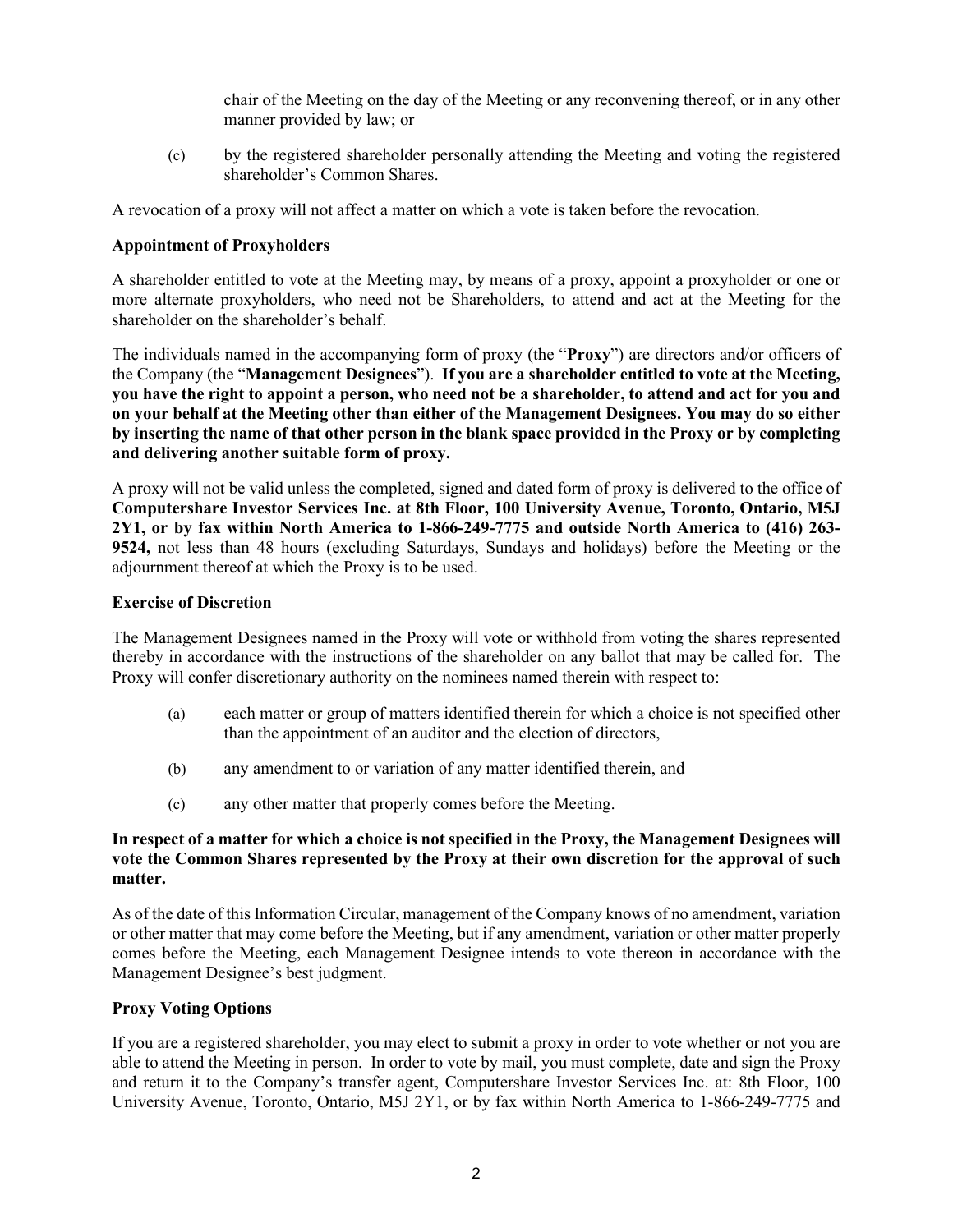chair of the Meeting on the day of the Meeting or any reconvening thereof, or in any other manner provided by law; or

(c) by the registered shareholder personally attending the Meeting and voting the registered shareholder's Common Shares.

A revocation of a proxy will not affect a matter on which a vote is taken before the revocation.

**Appointment of Proxyholders**

A shareholder entitled to vote at the Meeting may, by means of a proxy, appoint a proxyholder or one or more alternate proxyholders, who need not be Shareholders, to attend and act at the Meeting for the shareholder on the shareholder's behalf.

The individuals named in the accompanying form of proxy (the "**Proxy**") are directors and/or officers of the Company (the "**Management Designees**"). **If you are a shareholder entitled to vote at the Meeting, you have the right to appoint a person, who need not be a shareholder, to attend and act for you and on your behalf at the Meeting other than either of the Management Designees. You may do so either by inserting the name of that other person in the blank space provided in the Proxy or by completing and delivering another suitable form of proxy.**

A proxy will not be valid unless the completed, signed and dated form of proxy is delivered to the office of **Computershare Investor Services Inc. at 8th Floor, 100 University Avenue, Toronto, Ontario, M5J 2Y1, or by fax within North America to 1-866-249-7775 and outside North America to (416) 263-9524,** not less than 48 hours (excluding Saturdays, Sundays and holidays) before the Meeting or the adjournment thereof at which the Proxy is to be used.

**Exercise of Discretion**

The Management Designees named in the Proxy will vote or withhold from voting the shares represented thereby in accordance with the instructions of the shareholder on any ballot that may be called for. The Proxy will confer discretionary authority on the nominees named therein with respect to:

(a) each matter or group of matters identified therein for which a choice is not specified other than the appointment of an auditor and the election of directors,

(b) any amendment to or variation of any matter identified therein, and

(c) any other matter that properly comes before the Meeting.

**In respect of a matter for which a choice is not specified in the Proxy, the Management Designees will vote the Common Shares represented by the Proxy at their own discretion for the approval of such matter.**

As of the date of this Information Circular, management of the Company knows of no amendment, variation or other matter that may come before the Meeting, but if any amendment, variation or other matter properly comes before the Meeting, each Management Designee intends to vote thereon in accordance with the Management Designee's best judgment.

**Proxy Voting Options**

If you are a registered shareholder, you may elect to submit a proxy in order to vote whether or not you are able to attend the Meeting in person. In order to vote by mail, you must complete, date and sign the Proxy and return it to the Company's transfer agent, Computershare Investor Services Inc. at: 8th Floor, 100 University Avenue, Toronto, Ontario, M5J 2Y1, or by fax within North America to 1-866-249-7775 and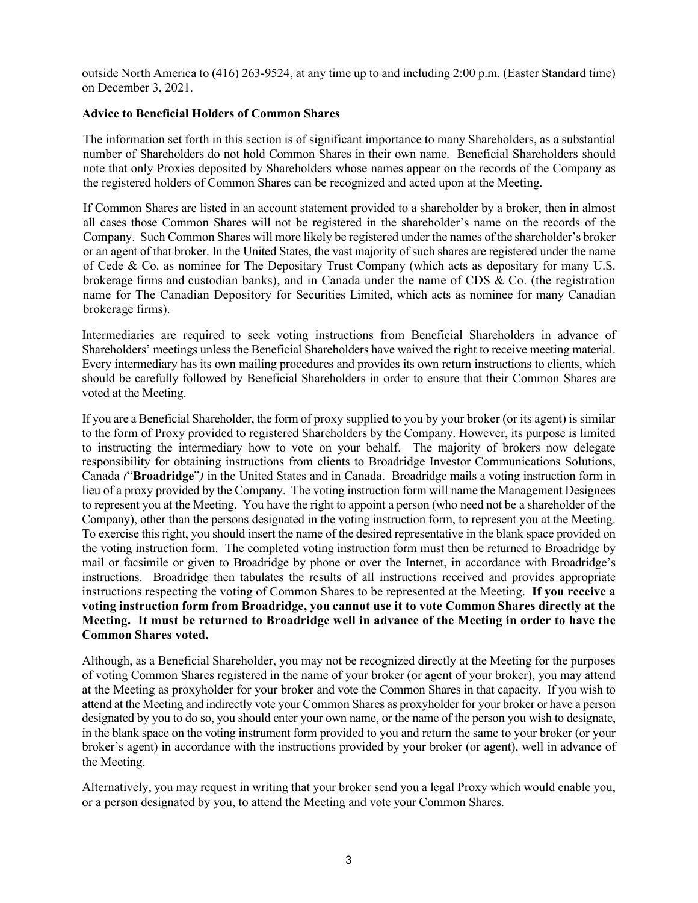outside North America to (416) 263-9524, at any time up to and including 2:00 p.m. (Easter Standard time) on December 3, 2021.

**Advice to Beneficial Holders of Common Shares**

The information set forth in this section is of significant importance to many Shareholders, as a substantial number of Shareholders do not hold Common Shares in their own name. Beneficial Shareholders should note that only Proxies deposited by Shareholders whose names appear on the records of the Company as the registered holders of Common Shares can be recognized and acted upon at the Meeting.

If Common Shares are listed in an account statement provided to a shareholder by a broker, then in almost all cases those Common Shares will not be registered in the shareholder's name on the records of the Company. Such Common Shares will more likely be registered under the names of the shareholder's broker or an agent of that broker. In the United States, the vast majority of such shares are registered under the name of Cede & Co. as nominee for The Depositary Trust Company (which acts as depositary for many U.S. brokerage firms and custodian banks), and in Canada under the name of CDS & Co. (the registration name for The Canadian Depository for Securities Limited, which acts as nominee for many Canadian brokerage firms).

Intermediaries are required to seek voting instructions from Beneficial Shareholders in advance of Shareholders' meetings unless the Beneficial Shareholders have waived the right to receive meeting material. Every intermediary has its own mailing procedures and provides its own return instructions to clients, which should be carefully followed by Beneficial Shareholders in order to ensure that their Common Shares are voted at the Meeting.

If you are a Beneficial Shareholder, the form of proxy supplied to you by your broker (or its agent) is similar to the form of Proxy provided to registered Shareholders by the Company. However, its purpose is limited to instructing the intermediary how to vote on your behalf. The majority of brokers now delegate responsibility for obtaining instructions from clients to Broadridge Investor Communications Solutions, Canada *(*"**Broadridge**"*)* in the United States and in Canada. Broadridge mails a voting instruction form in lieu of a proxy provided by the Company. The voting instruction form will name the Management Designees to represent you at the Meeting. You have the right to appoint a person (who need not be a shareholder of the Company), other than the persons designated in the voting instruction form, to represent you at the Meeting. To exercise this right, you should insert the name of the desired representative in the blank space provided on the voting instruction form. The completed voting instruction form must then be returned to Broadridge by mail or facsimile or given to Broadridge by phone or over the Internet, in accordance with Broadridge's instructions. Broadridge then tabulates the results of all instructions received and provides appropriate instructions respecting the voting of Common Shares to be represented at the Meeting. **If you receive a voting instruction form from Broadridge, you cannot use it to vote Common Shares directly at the Meeting. It must be returned to Broadridge well in advance of the Meeting in order to have the Common Shares voted.**

Although, as a Beneficial Shareholder, you may not be recognized directly at the Meeting for the purposes of voting Common Shares registered in the name of your broker (or agent of your broker), you may attend at the Meeting as proxyholder for your broker and vote the Common Shares in that capacity. If you wish to attend at the Meeting and indirectly vote your Common Shares as proxyholder for your broker or have a person designated by you to do so, you should enter your own name, or the name of the person you wish to designate, in the blank space on the voting instrument form provided to you and return the same to your broker (or your broker's agent) in accordance with the instructions provided by your broker (or agent), well in advance of the Meeting.

Alternatively, you may request in writing that your broker send you a legal Proxy which would enable you, or a person designated by you, to attend the Meeting and vote your Common Shares.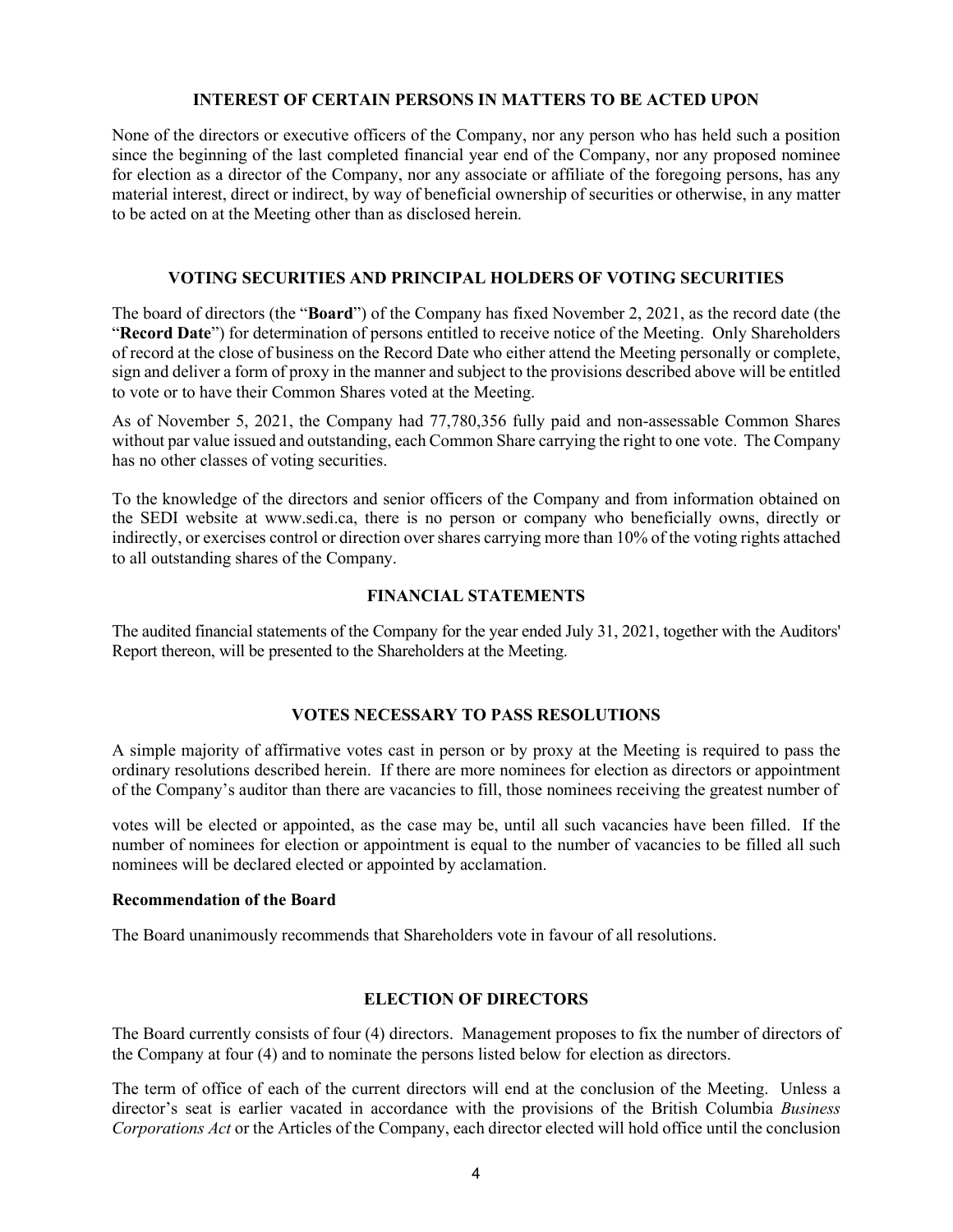## INTEREST OF CERTAIN PERSONS IN MATTERS TO BE ACTED UPON

None of the directors or executive officers of the Company, nor any person who has held such a position since the beginning of the last completed financial year end of the Company, nor any proposed nominee for election as a director of the Company, nor any associate or affiliate of the foregoing persons, has any material interest, direct or indirect, by way of beneficial ownership of securities or otherwise, in any matter to be acted on at the Meeting other than as disclosed herein.

## VOTING SECURITIES AND PRINCIPAL HOLDERS OF VOTING SECURITIES

The board of directors (the "**Board**") of the Company has fixed November 2, 2021, as the record date (the "**Record Date**") for determination of persons entitled to receive notice of the Meeting. Only Shareholders of record at the close of business on the Record Date who either attend the Meeting personally or complete, sign and deliver a form of proxy in the manner and subject to the provisions described above will be entitled to vote or to have their Common Shares voted at the Meeting.

As of November 5, 2021, the Company had 77,780,356 fully paid and non-assessable Common Shares without par value issued and outstanding, each Common Share carrying the right to one vote. The Company has no other classes of voting securities.

To the knowledge of the directors and senior officers of the Company and from information obtained on the SEDI website at www.sedi.ca, there is no person or company who beneficially owns, directly or indirectly, or exercises control or direction over shares carrying more than 10% of the voting rights attached to all outstanding shares of the Company.

## FINANCIAL STATEMENTS

The audited financial statements of the Company for the year ended July 31, 2021, together with the Auditors' Report thereon, will be presented to the Shareholders at the Meeting.

## VOTES NECESSARY TO PASS RESOLUTIONS

A simple majority of affirmative votes cast in person or by proxy at the Meeting is required to pass the ordinary resolutions described herein. If there are more nominees for election as directors or appointment of the Company's auditor than there are vacancies to fill, those nominees receiving the greatest number of votes will be elected or appointed, as the case may be, until all such vacancies have been filled. If the number of nominees for election or appointment is equal to the number of vacancies to be filled all such nominees will be declared elected or appointed by acclamation.

**Recommendation of the Board**

The Board unanimously recommends that Shareholders vote in favour of all resolutions.

## ELECTION OF DIRECTORS

The Board currently consists of four (4) directors. Management proposes to fix the number of directors of the Company at four (4) and to nominate the persons listed below for election as directors.

The term of office of each of the current directors will end at the conclusion of the Meeting. Unless a director's seat is earlier vacated in accordance with the provisions of the British Columbia *Business Corporations Act* or the Articles of the Company, each director elected will hold office until the conclusion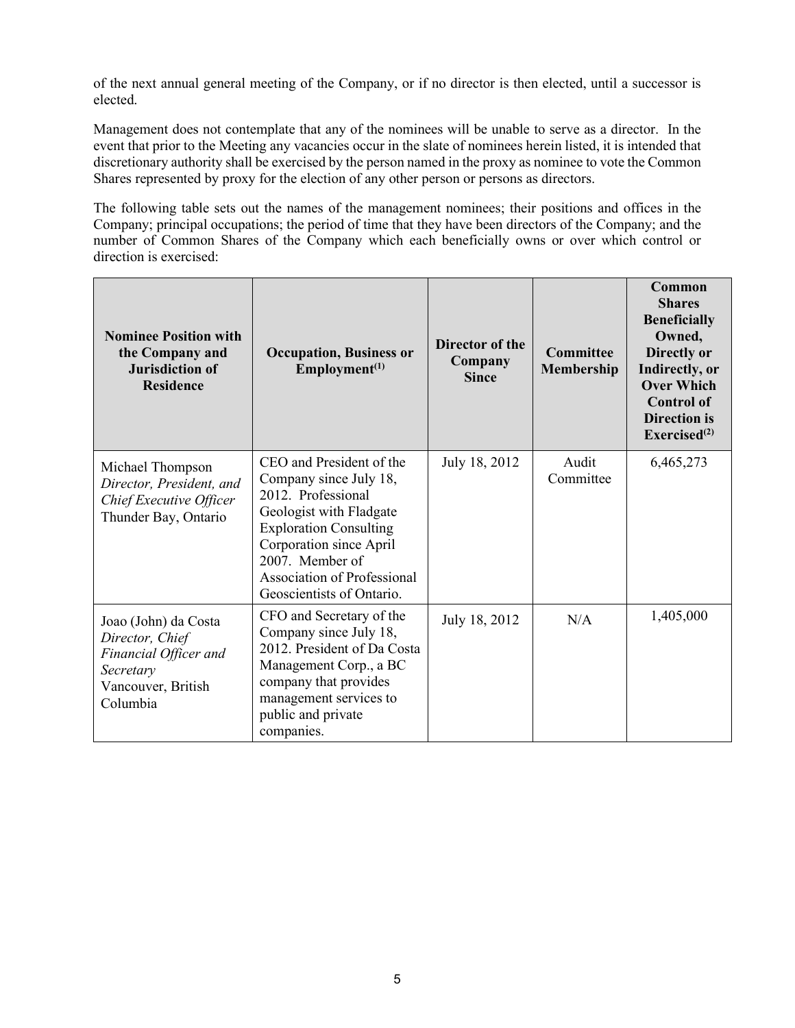of the next annual general meeting of the Company, or if no director is then elected, until a successor is elected.

Management does not contemplate that any of the nominees will be unable to serve as a director. In the event that prior to the Meeting any vacancies occur in the slate of nominees herein listed, it is intended that discretionary authority shall be exercised by the person named in the proxy as nominee to vote the Common Shares represented by proxy for the election of any other person or persons as directors.

The following table sets out the names of the management nominees; their positions and offices in the Company; principal occupations; the period of time that they have been directors of the Company; and the number of Common Shares of the Company which each beneficially owns or over which control or direction is exercised:

| **Nominee Position with the Company and Jurisdiction of Residence** | **Occupation, Business or Employment[(1)]** | **Director of the Company Since** | **Committee Membership** | **Common Shares Beneficially Owned, Directly or Indirectly, or Over Which Control of Direction is Exercised[(2)]** |
|---|---|---|---|---|
| Michael Thompson *Director, President, and Chief Executive Officer* Thunder Bay, Ontario | CEO and President of the Company since July 18, 2012. Professional Geologist with Fladgate Exploration Consulting Corporation since April 2007. Member of Association of Professional Geoscientists of Ontario. | July 18, 2012 | Audit Committee | 6,465,273 |
| Joao (John) da Costa *Director, Chief Financial Officer and Secretary* Vancouver, British Columbia | CFO and Secretary of the Company since July 18, 2012. President of Da Costa Management Corp., a BC company that provides management services to public and private companies. | July 18, 2012 | N/A | 1,405,000 |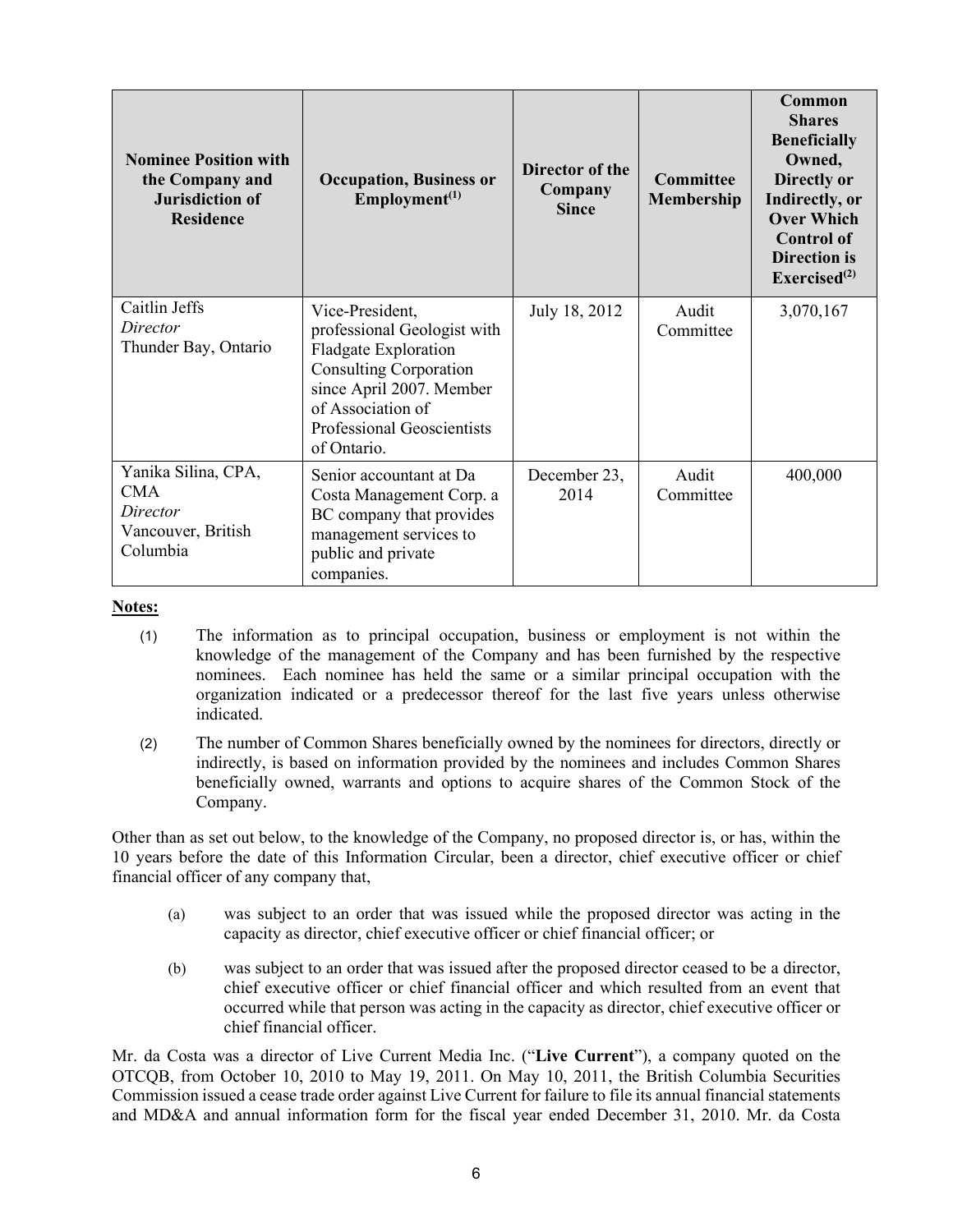| Nominee Position with the Company and Jurisdiction of Residence | Occupation, Business or Employment[(1)] | Director of the Company Since | Committee Membership | Common Shares Beneficially Owned, Directly or Indirectly, or Over Which Control of Direction is Exercised[(2)] |
|---|---|---|---|---|
| Caitlin Jeffs *Director* Thunder Bay, Ontario | Vice-President, professional Geologist with Fladgate Exploration Consulting Corporation since April 2007. Member of Association of Professional Geoscientists of Ontario. | July 18, 2012 | Audit Committee | 3,070,167 |
| Yanika Silina, CPA, CMA *Director* Vancouver, British Columbia | Senior accountant at Da Costa Management Corp. a BC company that provides management services to public and private companies. | December 23, 2014 | Audit Committee | 400,000 |

**Notes:**

(1) The information as to principal occupation, business or employment is not within the knowledge of the management of the Company and has been furnished by the respective nominees. Each nominee has held the same or a similar principal occupation with the organization indicated or a predecessor thereof for the last five years unless otherwise indicated.

(2) The number of Common Shares beneficially owned by the nominees for directors, directly or indirectly, is based on information provided by the nominees and includes Common Shares beneficially owned, warrants and options to acquire shares of the Common Stock of the Company.

Other than as set out below, to the knowledge of the Company, no proposed director is, or has, within the 10 years before the date of this Information Circular, been a director, chief executive officer or chief financial officer of any company that,

(a) was subject to an order that was issued while the proposed director was acting in the capacity as director, chief executive officer or chief financial officer; or

(b) was subject to an order that was issued after the proposed director ceased to be a director, chief executive officer or chief financial officer and which resulted from an event that occurred while that person was acting in the capacity as director, chief executive officer or chief financial officer.

Mr. da Costa was a director of Live Current Media Inc. ("**Live Current**"), a company quoted on the OTCQB, from October 10, 2010 to May 19, 2011. On May 10, 2011, the British Columbia Securities Commission issued a cease trade order against Live Current for failure to file its annual financial statements and MD&A and annual information form for the fiscal year ended December 31, 2010. Mr. da Costa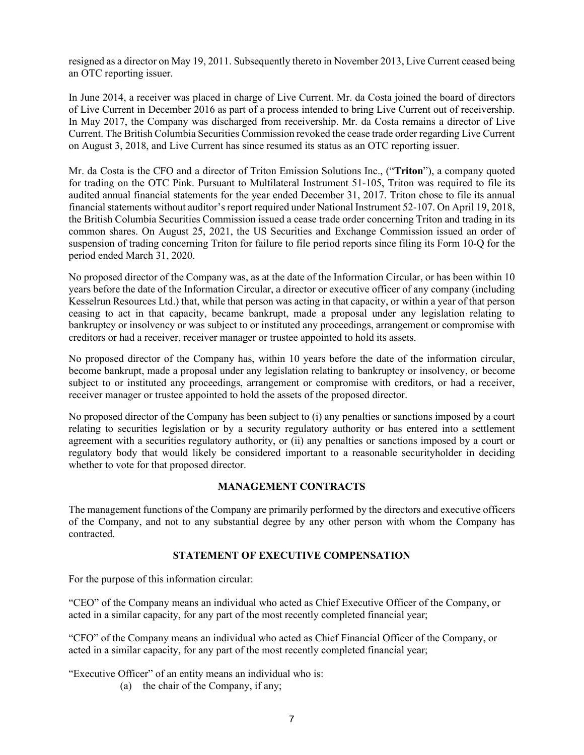resigned as a director on May 19, 2011. Subsequently thereto in November 2013, Live Current ceased being an OTC reporting issuer.

In June 2014, a receiver was placed in charge of Live Current. Mr. da Costa joined the board of directors of Live Current in December 2016 as part of a process intended to bring Live Current out of receivership. In May 2017, the Company was discharged from receivership. Mr. da Costa remains a director of Live Current. The British Columbia Securities Commission revoked the cease trade order regarding Live Current on August 3, 2018, and Live Current has since resumed its status as an OTC reporting issuer.

Mr. da Costa is the CFO and a director of Triton Emission Solutions Inc., ("**Triton**"), a company quoted for trading on the OTC Pink. Pursuant to Multilateral Instrument 51-105, Triton was required to file its audited annual financial statements for the year ended December 31, 2017. Triton chose to file its annual financial statements without auditor's report required under National Instrument 52-107. On April 19, 2018, the British Columbia Securities Commission issued a cease trade order concerning Triton and trading in its common shares. On August 25, 2021, the US Securities and Exchange Commission issued an order of suspension of trading concerning Triton for failure to file period reports since filing its Form 10-Q for the period ended March 31, 2020.

No proposed director of the Company was, as at the date of the Information Circular, or has been within 10 years before the date of the Information Circular, a director or executive officer of any company (including Kesselrun Resources Ltd.) that, while that person was acting in that capacity, or within a year of that person ceasing to act in that capacity, became bankrupt, made a proposal under any legislation relating to bankruptcy or insolvency or was subject to or instituted any proceedings, arrangement or compromise with creditors or had a receiver, receiver manager or trustee appointed to hold its assets.

No proposed director of the Company has, within 10 years before the date of the information circular, become bankrupt, made a proposal under any legislation relating to bankruptcy or insolvency, or become subject to or instituted any proceedings, arrangement or compromise with creditors, or had a receiver, receiver manager or trustee appointed to hold the assets of the proposed director.

No proposed director of the Company has been subject to (i) any penalties or sanctions imposed by a court relating to securities legislation or by a security regulatory authority or has entered into a settlement agreement with a securities regulatory authority, or (ii) any penalties or sanctions imposed by a court or regulatory body that would likely be considered important to a reasonable securityholder in deciding whether to vote for that proposed director.

## MANAGEMENT CONTRACTS

The management functions of the Company are primarily performed by the directors and executive officers of the Company, and not to any substantial degree by any other person with whom the Company has contracted.

## STATEMENT OF EXECUTIVE COMPENSATION

For the purpose of this information circular:

"CEO" of the Company means an individual who acted as Chief Executive Officer of the Company, or acted in a similar capacity, for any part of the most recently completed financial year;

"CFO" of the Company means an individual who acted as Chief Financial Officer of the Company, or acted in a similar capacity, for any part of the most recently completed financial year;

"Executive Officer" of an entity means an individual who is:

(a) the chair of the Company, if any;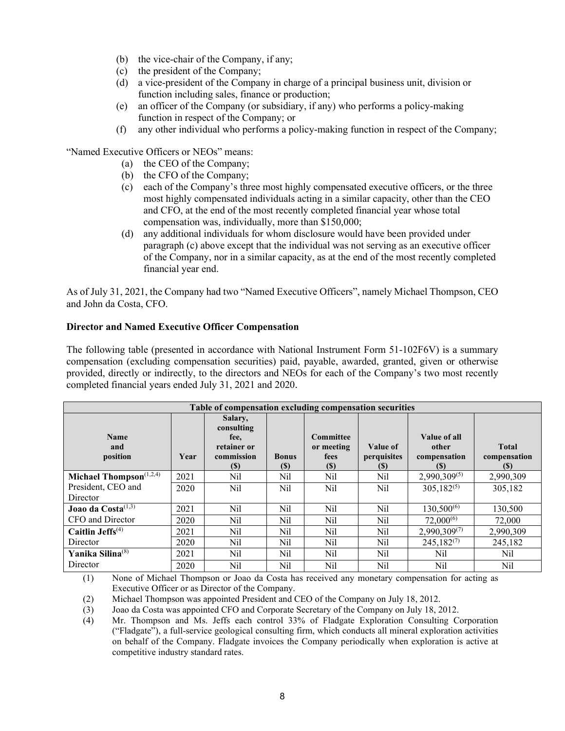(b) the vice-chair of the Company, if any;
(c) the president of the Company;
(d) a vice-president of the Company in charge of a principal business unit, division or function including sales, finance or production;
(e) an officer of the Company (or subsidiary, if any) who performs a policy-making function in respect of the Company; or
(f) any other individual who performs a policy-making function in respect of the Company;

"Named Executive Officers or NEOs" means:

(a) the CEO of the Company;
(b) the CFO of the Company;
(c) each of the Company's three most highly compensated executive officers, or the three most highly compensated individuals acting in a similar capacity, other than the CEO and CFO, at the end of the most recently completed financial year whose total compensation was, individually, more than \$150,000;
(d) any additional individuals for whom disclosure would have been provided under paragraph (c) above except that the individual was not serving as an executive officer of the Company, nor in a similar capacity, as at the end of the most recently completed financial year end.

As of July 31, 2021, the Company had two "Named Executive Officers", namely Michael Thompson, CEO and John da Costa, CFO.

**Director and Named Executive Officer Compensation**

The following table (presented in accordance with National Instrument Form 51-102F6V) is a summary compensation (excluding compensation securities) paid, payable, awarded, granted, given or otherwise provided, directly or indirectly, to the directors and NEOs for each of the Company's two most recently completed financial years ended July 31, 2021 and 2020.

| Table of compensation excluding compensation securities | | | | | | | |
|---|---|---|---|---|---|---|---|
| **Name and position** | **Year** | **Salary, consulting fee, retainer or commission (\$)** | **Bonus (\$)** | **Committee or meeting fees (\$)** | **Value of perquisites (\$)** | **Value of all other compensation (\$)** | **Total compensation (\$)** |
| **Michael Thompson**[1,2,4] | 2021 | Nil | Nil | Nil | Nil | 2,990,309[5] | 2,990,309 |
| President, CEO and Director | 2020 | Nil | Nil | Nil | Nil | 305,182[5] | 305,182 |
| **Joao da Costa**[1,3] | 2021 | Nil | Nil | Nil | Nil | 130,500[6] | 130,500 |
| CFO and Director | 2020 | Nil | Nil | Nil | Nil | 72,000[6] | 72,000 |
| **Caitlin Jeffs**[4] | 2021 | Nil | Nil | Nil | Nil | 2,990,309[7] | 2,990,309 |
| Director | 2020 | Nil | Nil | Nil | Nil | 245,182[7] | 245,182 |
| **Yanika Silina**[8] | 2021 | Nil | Nil | Nil | Nil | Nil | Nil |
| Director | 2020 | Nil | Nil | Nil | Nil | Nil | Nil |

(1) None of Michael Thompson or Joao da Costa has received any monetary compensation for acting as Executive Officer or as Director of the Company.

(2) Michael Thompson was appointed President and CEO of the Company on July 18, 2012.

(3) Joao da Costa was appointed CFO and Corporate Secretary of the Company on July 18, 2012.

(4) Mr. Thompson and Ms. Jeffs each control 33% of Fladgate Exploration Consulting Corporation ("Fladgate"), a full-service geological consulting firm, which conducts all mineral exploration activities on behalf of the Company. Fladgate invoices the Company periodically when exploration is active at competitive industry standard rates.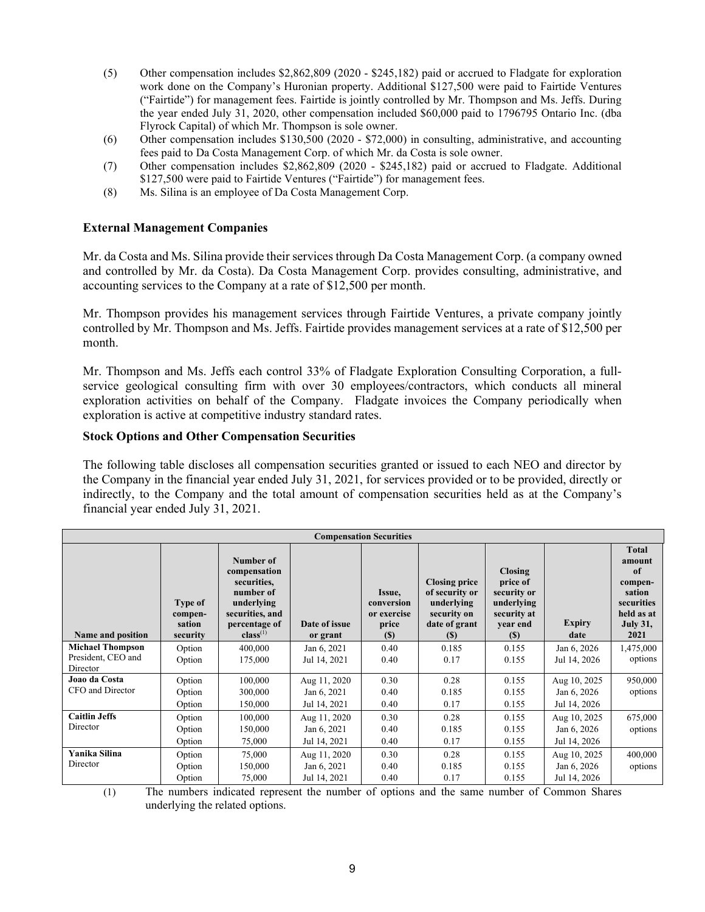(5) Other compensation includes $2,862,809 (2020 - $245,182) paid or accrued to Fladgate for exploration work done on the Company's Huronian property. Additional $127,500 were paid to Fairtide Ventures ("Fairtide") for management fees. Fairtide is jointly controlled by Mr. Thompson and Ms. Jeffs. During the year ended July 31, 2020, other compensation included $60,000 paid to 1796795 Ontario Inc. (dba Flyrock Capital) of which Mr. Thompson is sole owner.

(6) Other compensation includes $130,500 (2020 - $72,000) in consulting, administrative, and accounting fees paid to Da Costa Management Corp. of which Mr. da Costa is sole owner.

(7) Other compensation includes $2,862,809 (2020 - $245,182) paid or accrued to Fladgate. Additional $127,500 were paid to Fairtide Ventures ("Fairtide") for management fees.

(8) Ms. Silina is an employee of Da Costa Management Corp.

### External Management Companies

Mr. da Costa and Ms. Silina provide their services through Da Costa Management Corp. (a company owned and controlled by Mr. da Costa). Da Costa Management Corp. provides consulting, administrative, and accounting services to the Company at a rate of $12,500 per month.

Mr. Thompson provides his management services through Fairtide Ventures, a private company jointly controlled by Mr. Thompson and Ms. Jeffs. Fairtide provides management services at a rate of $12,500 per month.

Mr. Thompson and Ms. Jeffs each control 33% of Fladgate Exploration Consulting Corporation, a full-service geological consulting firm with over 30 employees/contractors, which conducts all mineral exploration activities on behalf of the Company. Fladgate invoices the Company periodically when exploration is active at competitive industry standard rates.

### Stock Options and Other Compensation Securities

The following table discloses all compensation securities granted or issued to each NEO and director by the Company in the financial year ended July 31, 2021, for services provided or to be provided, directly or indirectly, to the Company and the total amount of compensation securities held as at the Company's financial year ended July 31, 2021.

| Compensation Securities | | | | | | | | |
|---|---|---|---|---|---|---|---|---|
| **Name and position** | **Type of compensation security** | **Number of compensation securities, number of underlying securities, and percentage of class[(1)]** | **Date of issue or grant** | **Issue, conversion or exercise price ($)** | **Closing price of security or underlying security on date of grant ($)** | **Closing price of security or underlying security at year end ($)** | **Expiry date** | **Total amount of compensation securities held as at July 31, 2021** |
| **Michael Thompson** President, CEO and Director | Option | 400,000 | Jan 6, 2021 | 0.40 | 0.185 | 0.155 | Jan 6, 2026 | 1,475,000 options |
| | Option | 175,000 | Jul 14, 2021 | 0.40 | 0.17 | 0.155 | Jul 14, 2026 | |
| **Joao da Costa** CFO and Director | Option | 100,000 | Aug 11, 2020 | 0.30 | 0.28 | 0.155 | Aug 10, 2025 | 950,000 options |
| | Option | 300,000 | Jan 6, 2021 | 0.40 | 0.185 | 0.155 | Jan 6, 2026 | |
| | Option | 150,000 | Jul 14, 2021 | 0.40 | 0.17 | 0.155 | Jul 14, 2026 | |
| **Caitlin Jeffs** Director | Option | 100,000 | Aug 11, 2020 | 0.30 | 0.28 | 0.155 | Aug 10, 2025 | 675,000 options |
| | Option | 150,000 | Jan 6, 2021 | 0.40 | 0.185 | 0.155 | Jan 6, 2026 | |
| | Option | 75,000 | Jul 14, 2021 | 0.40 | 0.17 | 0.155 | Jul 14, 2026 | |
| **Yanika Silina** Director | Option | 75,000 | Aug 11, 2020 | 0.30 | 0.28 | 0.155 | Aug 10, 2025 | 400,000 options |
| | Option | 150,000 | Jan 6, 2021 | 0.40 | 0.185 | 0.155 | Jan 6, 2026 | |
| | Option | 75,000 | Jul 14, 2021 | 0.40 | 0.17 | 0.155 | Jul 14, 2026 | |

(1) The numbers indicated represent the number of options and the same number of Common Shares underlying the related options.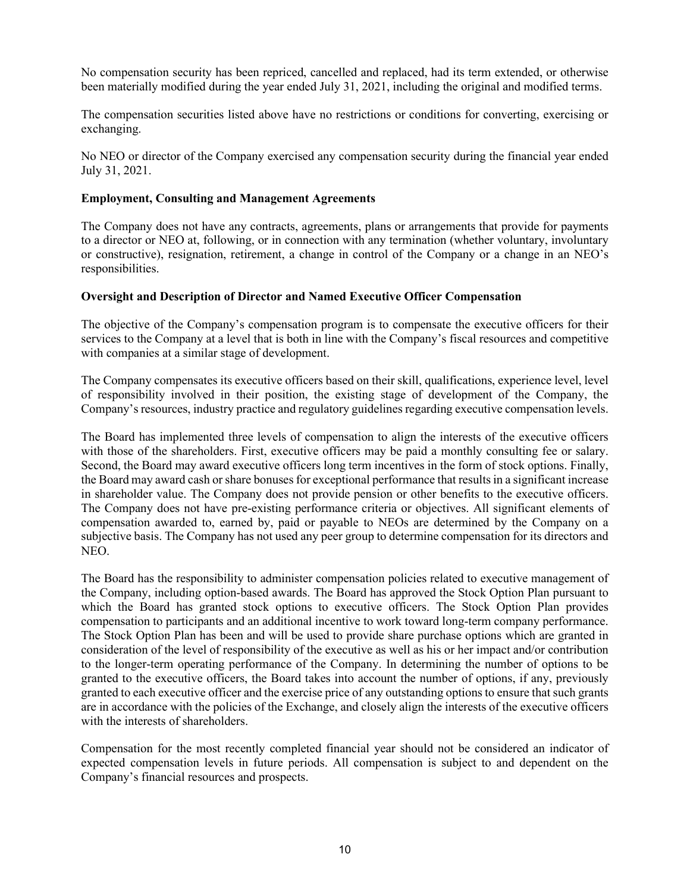No compensation security has been repriced, cancelled and replaced, had its term extended, or otherwise been materially modified during the year ended July 31, 2021, including the original and modified terms.

The compensation securities listed above have no restrictions or conditions for converting, exercising or exchanging.

No NEO or director of the Company exercised any compensation security during the financial year ended July 31, 2021.

**Employment, Consulting and Management Agreements**

The Company does not have any contracts, agreements, plans or arrangements that provide for payments to a director or NEO at, following, or in connection with any termination (whether voluntary, involuntary or constructive), resignation, retirement, a change in control of the Company or a change in an NEO's responsibilities.

**Oversight and Description of Director and Named Executive Officer Compensation**

The objective of the Company's compensation program is to compensate the executive officers for their services to the Company at a level that is both in line with the Company's fiscal resources and competitive with companies at a similar stage of development.

The Company compensates its executive officers based on their skill, qualifications, experience level, level of responsibility involved in their position, the existing stage of development of the Company, the Company's resources, industry practice and regulatory guidelines regarding executive compensation levels.

The Board has implemented three levels of compensation to align the interests of the executive officers with those of the shareholders. First, executive officers may be paid a monthly consulting fee or salary. Second, the Board may award executive officers long term incentives in the form of stock options. Finally, the Board may award cash or share bonuses for exceptional performance that results in a significant increase in shareholder value. The Company does not provide pension or other benefits to the executive officers. The Company does not have pre-existing performance criteria or objectives. All significant elements of compensation awarded to, earned by, paid or payable to NEOs are determined by the Company on a subjective basis. The Company has not used any peer group to determine compensation for its directors and NEO.

The Board has the responsibility to administer compensation policies related to executive management of the Company, including option-based awards. The Board has approved the Stock Option Plan pursuant to which the Board has granted stock options to executive officers. The Stock Option Plan provides compensation to participants and an additional incentive to work toward long-term company performance. The Stock Option Plan has been and will be used to provide share purchase options which are granted in consideration of the level of responsibility of the executive as well as his or her impact and/or contribution to the longer-term operating performance of the Company. In determining the number of options to be granted to the executive officers, the Board takes into account the number of options, if any, previously granted to each executive officer and the exercise price of any outstanding options to ensure that such grants are in accordance with the policies of the Exchange, and closely align the interests of the executive officers with the interests of shareholders.

Compensation for the most recently completed financial year should not be considered an indicator of expected compensation levels in future periods. All compensation is subject to and dependent on the Company's financial resources and prospects.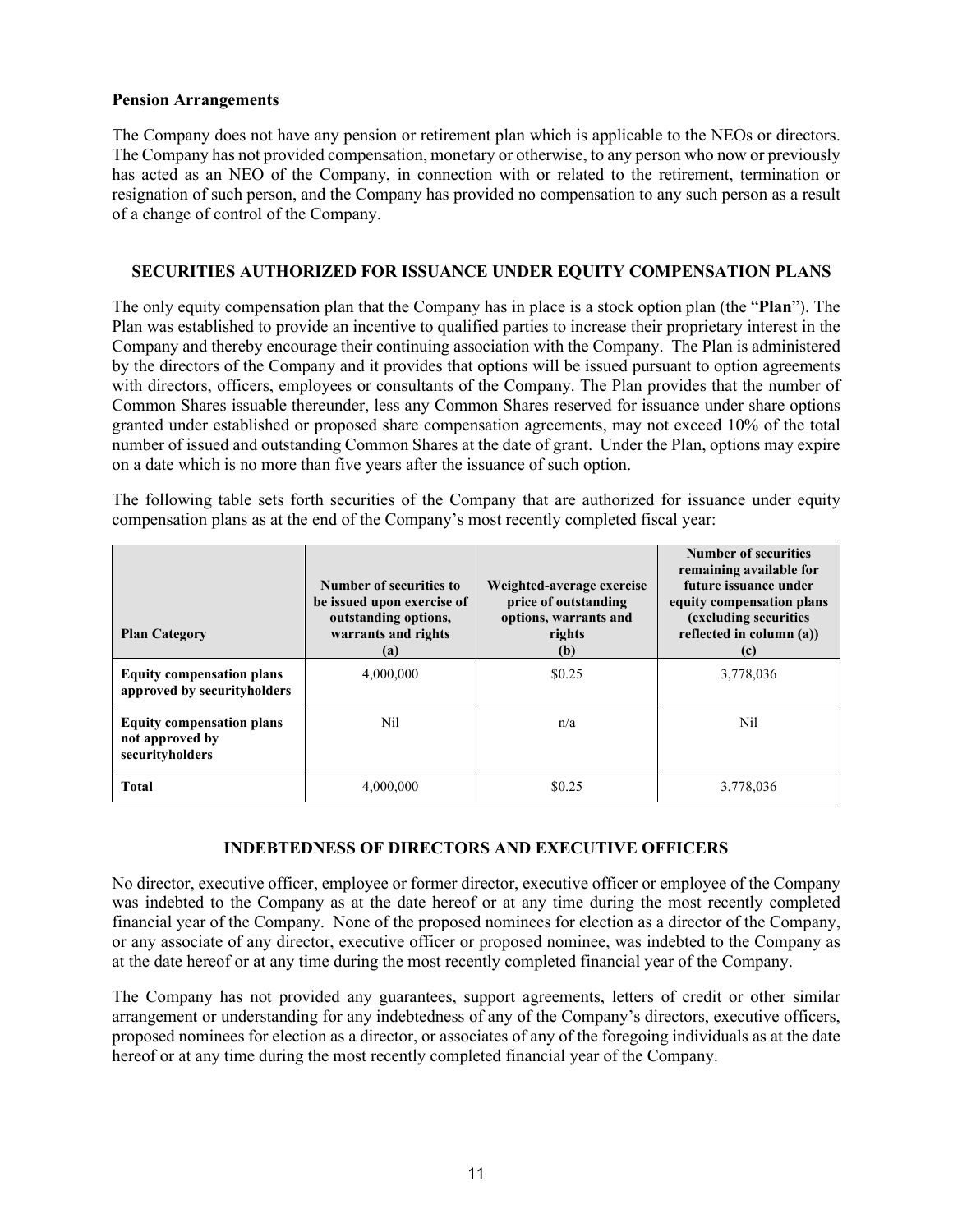**Pension Arrangements**

The Company does not have any pension or retirement plan which is applicable to the NEOs or directors. The Company has not provided compensation, monetary or otherwise, to any person who now or previously has acted as an NEO of the Company, in connection with or related to the retirement, termination or resignation of such person, and the Company has provided no compensation to any such person as a result of a change of control of the Company.

## SECURITIES AUTHORIZED FOR ISSUANCE UNDER EQUITY COMPENSATION PLANS

The only equity compensation plan that the Company has in place is a stock option plan (the "**Plan**"). The Plan was established to provide an incentive to qualified parties to increase their proprietary interest in the Company and thereby encourage their continuing association with the Company. The Plan is administered by the directors of the Company and it provides that options will be issued pursuant to option agreements with directors, officers, employees or consultants of the Company. The Plan provides that the number of Common Shares issuable thereunder, less any Common Shares reserved for issuance under share options granted under established or proposed share compensation agreements, may not exceed 10% of the total number of issued and outstanding Common Shares at the date of grant. Under the Plan, options may expire on a date which is no more than five years after the issuance of such option.

The following table sets forth securities of the Company that are authorized for issuance under equity compensation plans as at the end of the Company's most recently completed fiscal year:

| Plan Category | Number of securities to be issued upon exercise of outstanding options, warrants and rights (a) | Weighted-average exercise price of outstanding options, warrants and rights (b) | Number of securities remaining available for future issuance under equity compensation plans (excluding securities reflected in column (a)) (c) |
|---|---|---|---|
| **Equity compensation plans approved by securityholders** | 4,000,000 | $0.25 | 3,778,036 |
| **Equity compensation plans not approved by securityholders** | Nil | n/a | Nil |
| **Total** | 4,000,000 | $0.25 | 3,778,036 |

## INDEBTEDNESS OF DIRECTORS AND EXECUTIVE OFFICERS

No director, executive officer, employee or former director, executive officer or employee of the Company was indebted to the Company as at the date hereof or at any time during the most recently completed financial year of the Company. None of the proposed nominees for election as a director of the Company, or any associate of any director, executive officer or proposed nominee, was indebted to the Company as at the date hereof or at any time during the most recently completed financial year of the Company.

The Company has not provided any guarantees, support agreements, letters of credit or other similar arrangement or understanding for any indebtedness of any of the Company's directors, executive officers, proposed nominees for election as a director, or associates of any of the foregoing individuals as at the date hereof or at any time during the most recently completed financial year of the Company.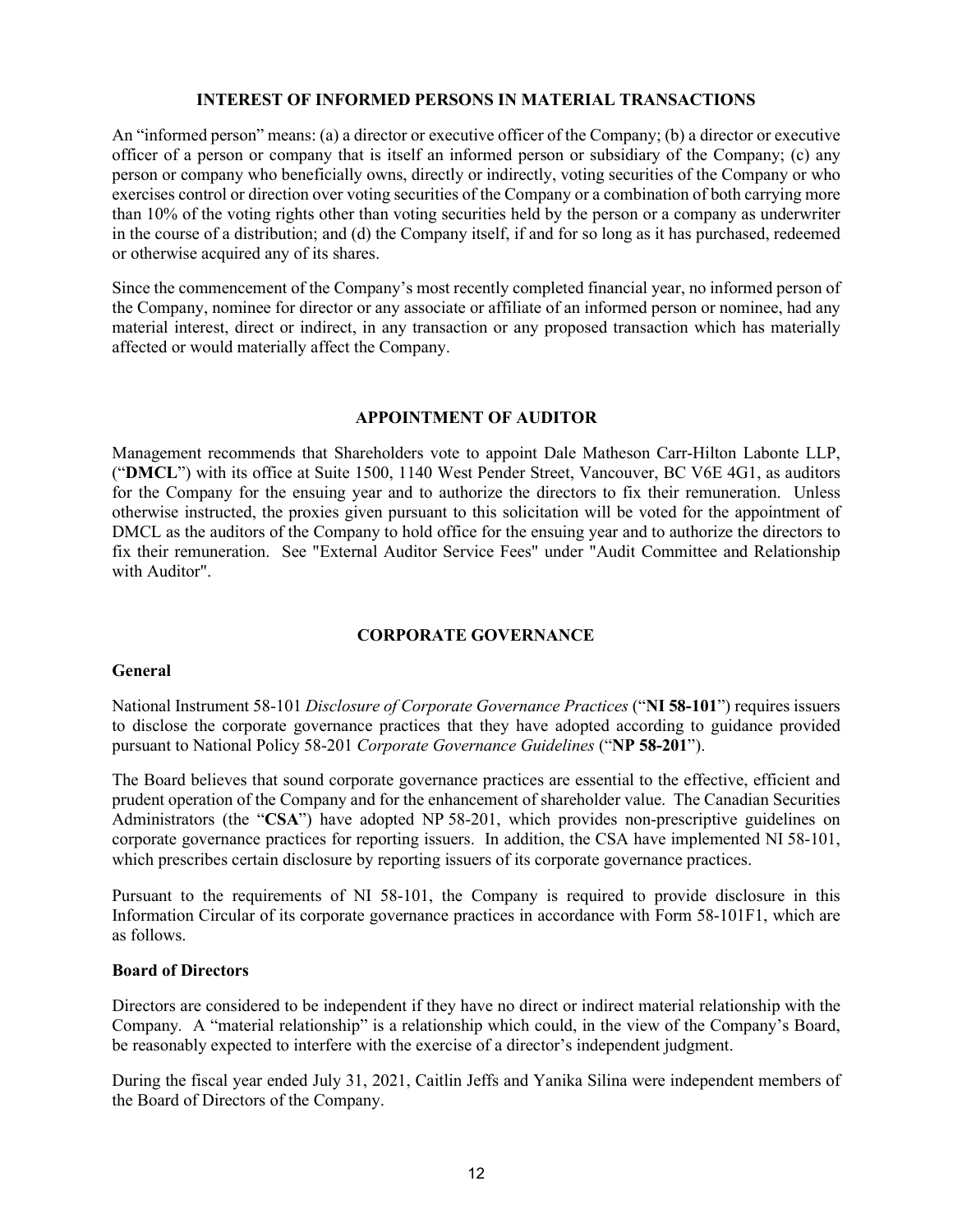## INTEREST OF INFORMED PERSONS IN MATERIAL TRANSACTIONS

An "informed person" means: (a) a director or executive officer of the Company; (b) a director or executive officer of a person or company that is itself an informed person or subsidiary of the Company; (c) any person or company who beneficially owns, directly or indirectly, voting securities of the Company or who exercises control or direction over voting securities of the Company or a combination of both carrying more than 10% of the voting rights other than voting securities held by the person or a company as underwriter in the course of a distribution; and (d) the Company itself, if and for so long as it has purchased, redeemed or otherwise acquired any of its shares.

Since the commencement of the Company's most recently completed financial year, no informed person of the Company, nominee for director or any associate or affiliate of an informed person or nominee, had any material interest, direct or indirect, in any transaction or any proposed transaction which has materially affected or would materially affect the Company.

## APPOINTMENT OF AUDITOR

Management recommends that Shareholders vote to appoint Dale Matheson Carr-Hilton Labonte LLP, ("**DMCL**") with its office at Suite 1500, 1140 West Pender Street, Vancouver, BC V6E 4G1, as auditors for the Company for the ensuing year and to authorize the directors to fix their remuneration. Unless otherwise instructed, the proxies given pursuant to this solicitation will be voted for the appointment of DMCL as the auditors of the Company to hold office for the ensuing year and to authorize the directors to fix their remuneration. See "External Auditor Service Fees" under "Audit Committee and Relationship with Auditor".

## CORPORATE GOVERNANCE

### General

National Instrument 58-101 *Disclosure of Corporate Governance Practices* ("**NI 58-101**") requires issuers to disclose the corporate governance practices that they have adopted according to guidance provided pursuant to National Policy 58-201 *Corporate Governance Guidelines* ("**NP 58-201**").

The Board believes that sound corporate governance practices are essential to the effective, efficient and prudent operation of the Company and for the enhancement of shareholder value. The Canadian Securities Administrators (the "**CSA**") have adopted NP 58-201, which provides non-prescriptive guidelines on corporate governance practices for reporting issuers. In addition, the CSA have implemented NI 58-101, which prescribes certain disclosure by reporting issuers of its corporate governance practices.

Pursuant to the requirements of NI 58-101, the Company is required to provide disclosure in this Information Circular of its corporate governance practices in accordance with Form 58-101F1, which are as follows.

### Board of Directors

Directors are considered to be independent if they have no direct or indirect material relationship with the Company. A "material relationship" is a relationship which could, in the view of the Company's Board, be reasonably expected to interfere with the exercise of a director's independent judgment.

During the fiscal year ended July 31, 2021, Caitlin Jeffs and Yanika Silina were independent members of the Board of Directors of the Company.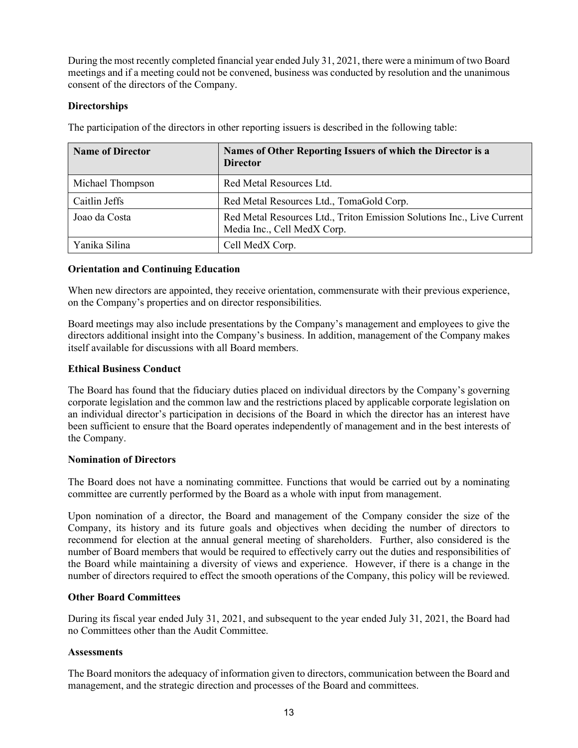During the most recently completed financial year ended July 31, 2021, there were a minimum of two Board meetings and if a meeting could not be convened, business was conducted by resolution and the unanimous consent of the directors of the Company.

**Directorships**

The participation of the directors in other reporting issuers is described in the following table:

| Name of Director | Names of Other Reporting Issuers of which the Director is a Director |
|---|---|
| Michael Thompson | Red Metal Resources Ltd. |
| Caitlin Jeffs | Red Metal Resources Ltd., TomaGold Corp. |
| Joao da Costa | Red Metal Resources Ltd., Triton Emission Solutions Inc., Live Current Media Inc., Cell MedX Corp. |
| Yanika Silina | Cell MedX Corp. |

**Orientation and Continuing Education**

When new directors are appointed, they receive orientation, commensurate with their previous experience, on the Company's properties and on director responsibilities.

Board meetings may also include presentations by the Company's management and employees to give the directors additional insight into the Company's business. In addition, management of the Company makes itself available for discussions with all Board members.

**Ethical Business Conduct**

The Board has found that the fiduciary duties placed on individual directors by the Company's governing corporate legislation and the common law and the restrictions placed by applicable corporate legislation on an individual director's participation in decisions of the Board in which the director has an interest have been sufficient to ensure that the Board operates independently of management and in the best interests of the Company.

**Nomination of Directors**

The Board does not have a nominating committee. Functions that would be carried out by a nominating committee are currently performed by the Board as a whole with input from management.

Upon nomination of a director, the Board and management of the Company consider the size of the Company, its history and its future goals and objectives when deciding the number of directors to recommend for election at the annual general meeting of shareholders. Further, also considered is the number of Board members that would be required to effectively carry out the duties and responsibilities of the Board while maintaining a diversity of views and experience. However, if there is a change in the number of directors required to effect the smooth operations of the Company, this policy will be reviewed.

**Other Board Committees**

During its fiscal year ended July 31, 2021, and subsequent to the year ended July 31, 2021, the Board had no Committees other than the Audit Committee.

**Assessments**

The Board monitors the adequacy of information given to directors, communication between the Board and management, and the strategic direction and processes of the Board and committees.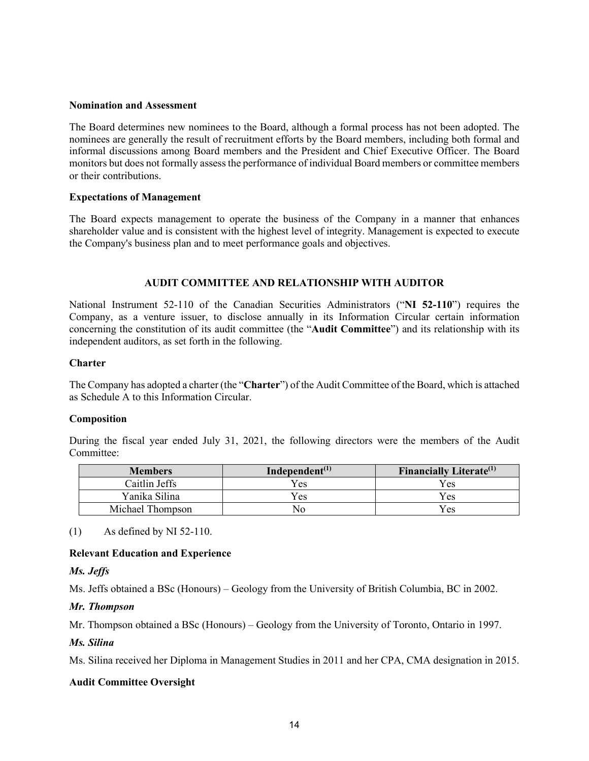**Nomination and Assessment**

The Board determines new nominees to the Board, although a formal process has not been adopted. The nominees are generally the result of recruitment efforts by the Board members, including both formal and informal discussions among Board members and the President and Chief Executive Officer. The Board monitors but does not formally assess the performance of individual Board members or committee members or their contributions.

**Expectations of Management**

The Board expects management to operate the business of the Company in a manner that enhances shareholder value and is consistent with the highest level of integrity. Management is expected to execute the Company's business plan and to meet performance goals and objectives.

## AUDIT COMMITTEE AND RELATIONSHIP WITH AUDITOR

National Instrument 52-110 of the Canadian Securities Administrators ("**NI 52-110**") requires the Company, as a venture issuer, to disclose annually in its Information Circular certain information concerning the constitution of its audit committee (the "**Audit Committee**") and its relationship with its independent auditors, as set forth in the following.

**Charter**

The Company has adopted a charter (the "**Charter**") of the Audit Committee of the Board, which is attached as Schedule A to this Information Circular.

**Composition**

During the fiscal year ended July 31, 2021, the following directors were the members of the Audit Committee:

| Members | Independent[(1)] | Financially Literate[(1)] |
|---|---|---|
| Caitlin Jeffs | Yes | Yes |
| Yanika Silina | Yes | Yes |
| Michael Thompson | No | Yes |

(1) As defined by NI 52-110.

**Relevant Education and Experience**

***Ms. Jeffs***

Ms. Jeffs obtained a BSc (Honours) – Geology from the University of British Columbia, BC in 2002.

***Mr. Thompson***

Mr. Thompson obtained a BSc (Honours) – Geology from the University of Toronto, Ontario in 1997.

***Ms. Silina***

Ms. Silina received her Diploma in Management Studies in 2011 and her CPA, CMA designation in 2015.

**Audit Committee Oversight**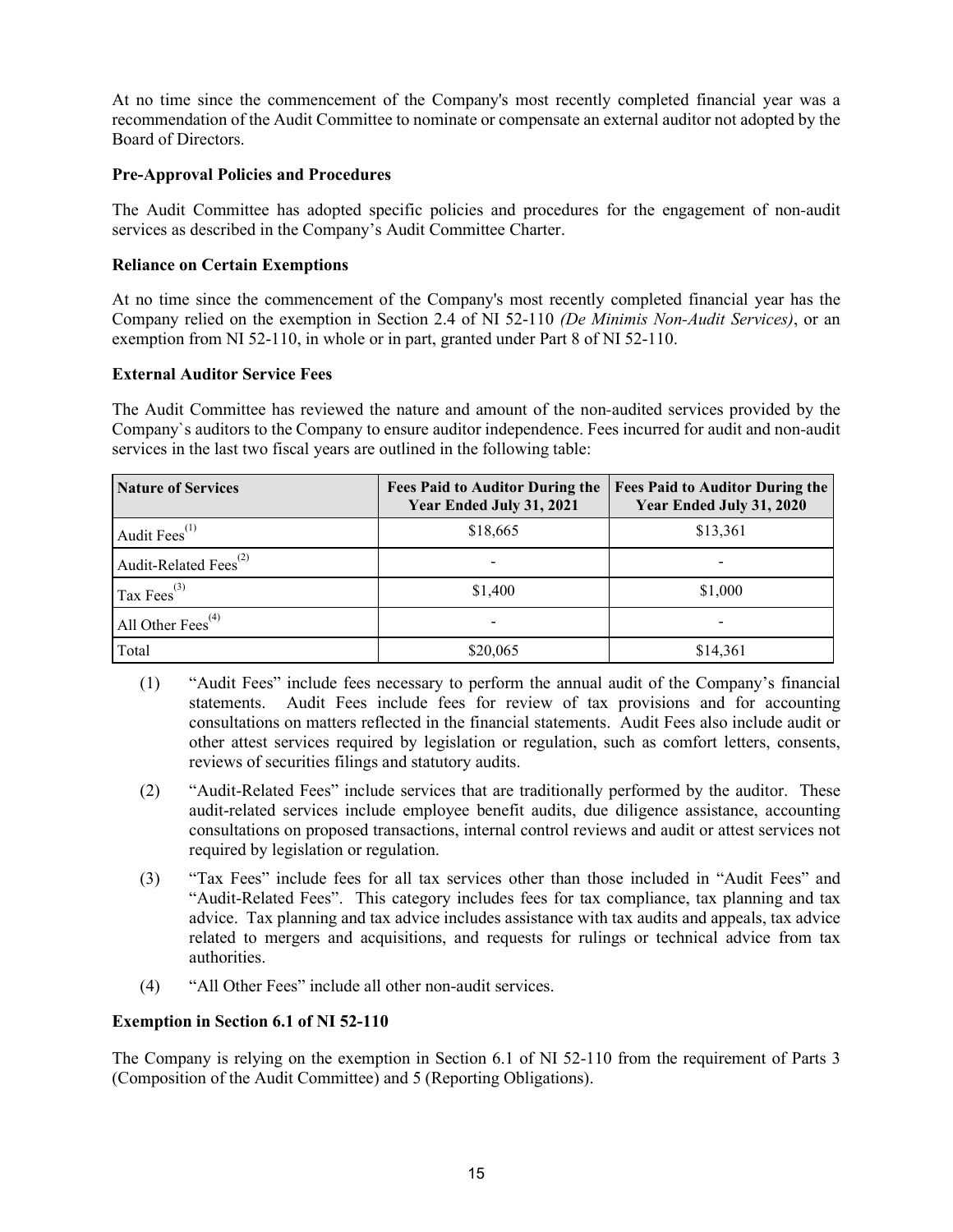At no time since the commencement of the Company's most recently completed financial year was a recommendation of the Audit Committee to nominate or compensate an external auditor not adopted by the Board of Directors.

**Pre-Approval Policies and Procedures**

The Audit Committee has adopted specific policies and procedures for the engagement of non-audit services as described in the Company's Audit Committee Charter.

**Reliance on Certain Exemptions**

At no time since the commencement of the Company's most recently completed financial year has the Company relied on the exemption in Section 2.4 of NI 52-110 *(De Minimis Non-Audit Services)*, or an exemption from NI 52-110, in whole or in part, granted under Part 8 of NI 52-110.

**External Auditor Service Fees**

The Audit Committee has reviewed the nature and amount of the non-audited services provided by the Company`s auditors to the Company to ensure auditor independence. Fees incurred for audit and non-audit services in the last two fiscal years are outlined in the following table:

| Nature of Services | Fees Paid to Auditor During the Year Ended July 31, 2021 | Fees Paid to Auditor During the Year Ended July 31, 2020 |
|---|---|---|
| Audit Fees[(1)] | $18,665 | $13,361 |
| Audit-Related Fees[(2)] | - | - |
| Tax Fees[(3)] | $1,400 | $1,000 |
| All Other Fees[(4)] | - | - |
| Total | $20,065 | $14,361 |

(1) "Audit Fees" include fees necessary to perform the annual audit of the Company's financial statements. Audit Fees include fees for review of tax provisions and for accounting consultations on matters reflected in the financial statements. Audit Fees also include audit or other attest services required by legislation or regulation, such as comfort letters, consents, reviews of securities filings and statutory audits.

(2) "Audit-Related Fees" include services that are traditionally performed by the auditor. These audit-related services include employee benefit audits, due diligence assistance, accounting consultations on proposed transactions, internal control reviews and audit or attest services not required by legislation or regulation.

(3) "Tax Fees" include fees for all tax services other than those included in "Audit Fees" and "Audit-Related Fees". This category includes fees for tax compliance, tax planning and tax advice. Tax planning and tax advice includes assistance with tax audits and appeals, tax advice related to mergers and acquisitions, and requests for rulings or technical advice from tax authorities.

(4) "All Other Fees" include all other non-audit services.

**Exemption in Section 6.1 of NI 52-110**

The Company is relying on the exemption in Section 6.1 of NI 52-110 from the requirement of Parts 3 (Composition of the Audit Committee) and 5 (Reporting Obligations).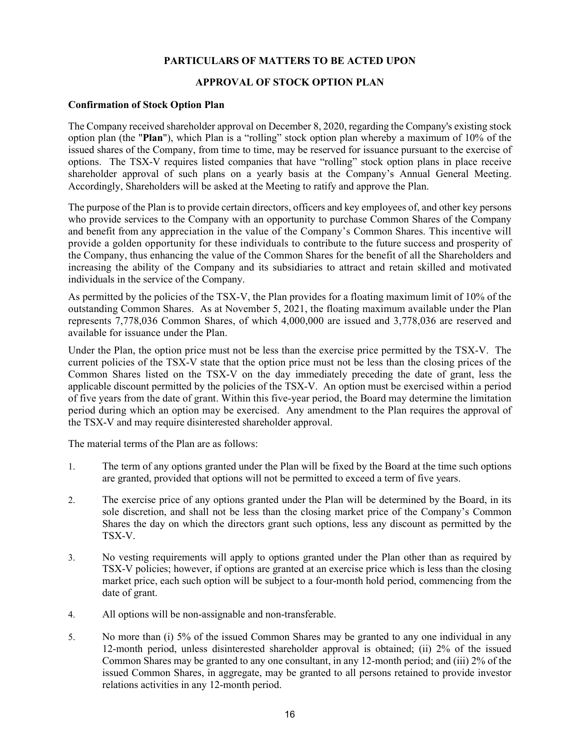## PARTICULARS OF MATTERS TO BE ACTED UPON

## APPROVAL OF STOCK OPTION PLAN

### Confirmation of Stock Option Plan

The Company received shareholder approval on December 8, 2020, regarding the Company's existing stock option plan (the "**Plan**"), which Plan is a "rolling" stock option plan whereby a maximum of 10% of the issued shares of the Company, from time to time, may be reserved for issuance pursuant to the exercise of options. The TSX-V requires listed companies that have "rolling" stock option plans in place receive shareholder approval of such plans on a yearly basis at the Company's Annual General Meeting. Accordingly, Shareholders will be asked at the Meeting to ratify and approve the Plan.

The purpose of the Plan is to provide certain directors, officers and key employees of, and other key persons who provide services to the Company with an opportunity to purchase Common Shares of the Company and benefit from any appreciation in the value of the Company's Common Shares. This incentive will provide a golden opportunity for these individuals to contribute to the future success and prosperity of the Company, thus enhancing the value of the Common Shares for the benefit of all the Shareholders and increasing the ability of the Company and its subsidiaries to attract and retain skilled and motivated individuals in the service of the Company.

As permitted by the policies of the TSX-V, the Plan provides for a floating maximum limit of 10% of the outstanding Common Shares. As at November 5, 2021, the floating maximum available under the Plan represents 7,778,036 Common Shares, of which 4,000,000 are issued and 3,778,036 are reserved and available for issuance under the Plan.

Under the Plan, the option price must not be less than the exercise price permitted by the TSX-V. The current policies of the TSX-V state that the option price must not be less than the closing prices of the Common Shares listed on the TSX-V on the day immediately preceding the date of grant, less the applicable discount permitted by the policies of the TSX-V. An option must be exercised within a period of five years from the date of grant. Within this five-year period, the Board may determine the limitation period during which an option may be exercised. Any amendment to the Plan requires the approval of the TSX-V and may require disinterested shareholder approval.

The material terms of the Plan are as follows:

1. The term of any options granted under the Plan will be fixed by the Board at the time such options are granted, provided that options will not be permitted to exceed a term of five years.

2. The exercise price of any options granted under the Plan will be determined by the Board, in its sole discretion, and shall not be less than the closing market price of the Company's Common Shares the day on which the directors grant such options, less any discount as permitted by the TSX-V.

3. No vesting requirements will apply to options granted under the Plan other than as required by TSX-V policies; however, if options are granted at an exercise price which is less than the closing market price, each such option will be subject to a four-month hold period, commencing from the date of grant.

4. All options will be non-assignable and non-transferable.

5. No more than (i) 5% of the issued Common Shares may be granted to any one individual in any 12-month period, unless disinterested shareholder approval is obtained; (ii) 2% of the issued Common Shares may be granted to any one consultant, in any 12-month period; and (iii) 2% of the issued Common Shares, in aggregate, may be granted to all persons retained to provide investor relations activities in any 12-month period.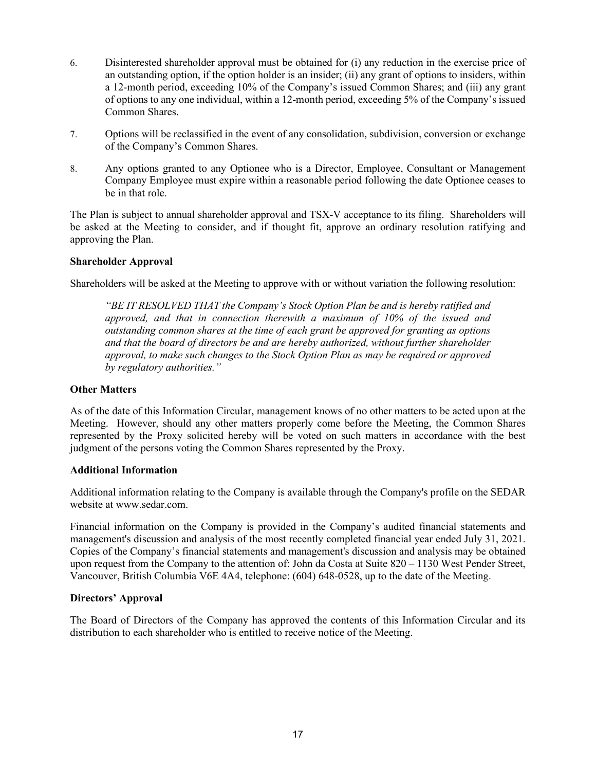6. Disinterested shareholder approval must be obtained for (i) any reduction in the exercise price of an outstanding option, if the option holder is an insider; (ii) any grant of options to insiders, within a 12-month period, exceeding 10% of the Company's issued Common Shares; and (iii) any grant of options to any one individual, within a 12-month period, exceeding 5% of the Company's issued Common Shares.
7. Options will be reclassified in the event of any consolidation, subdivision, conversion or exchange of the Company's Common Shares.
8. Any options granted to any Optionee who is a Director, Employee, Consultant or Management Company Employee must expire within a reasonable period following the date Optionee ceases to be in that role.

The Plan is subject to annual shareholder approval and TSX-V acceptance to its filing. Shareholders will be asked at the Meeting to consider, and if thought fit, approve an ordinary resolution ratifying and approving the Plan.

**Shareholder Approval**

Shareholders will be asked at the Meeting to approve with or without variation the following resolution:

> *"BE IT RESOLVED THAT the Company's Stock Option Plan be and is hereby ratified and approved, and that in connection therewith a maximum of 10% of the issued and outstanding common shares at the time of each grant be approved for granting as options and that the board of directors be and are hereby authorized, without further shareholder approval, to make such changes to the Stock Option Plan as may be required or approved by regulatory authorities."*

**Other Matters**

As of the date of this Information Circular, management knows of no other matters to be acted upon at the Meeting. However, should any other matters properly come before the Meeting, the Common Shares represented by the Proxy solicited hereby will be voted on such matters in accordance with the best judgment of the persons voting the Common Shares represented by the Proxy.

**Additional Information**

Additional information relating to the Company is available through the Company's profile on the SEDAR website at www.sedar.com.

Financial information on the Company is provided in the Company's audited financial statements and management's discussion and analysis of the most recently completed financial year ended July 31, 2021. Copies of the Company's financial statements and management's discussion and analysis may be obtained upon request from the Company to the attention of: John da Costa at Suite 820 – 1130 West Pender Street, Vancouver, British Columbia V6E 4A4, telephone: (604) 648-0528, up to the date of the Meeting.

**Directors' Approval**

The Board of Directors of the Company has approved the contents of this Information Circular and its distribution to each shareholder who is entitled to receive notice of the Meeting.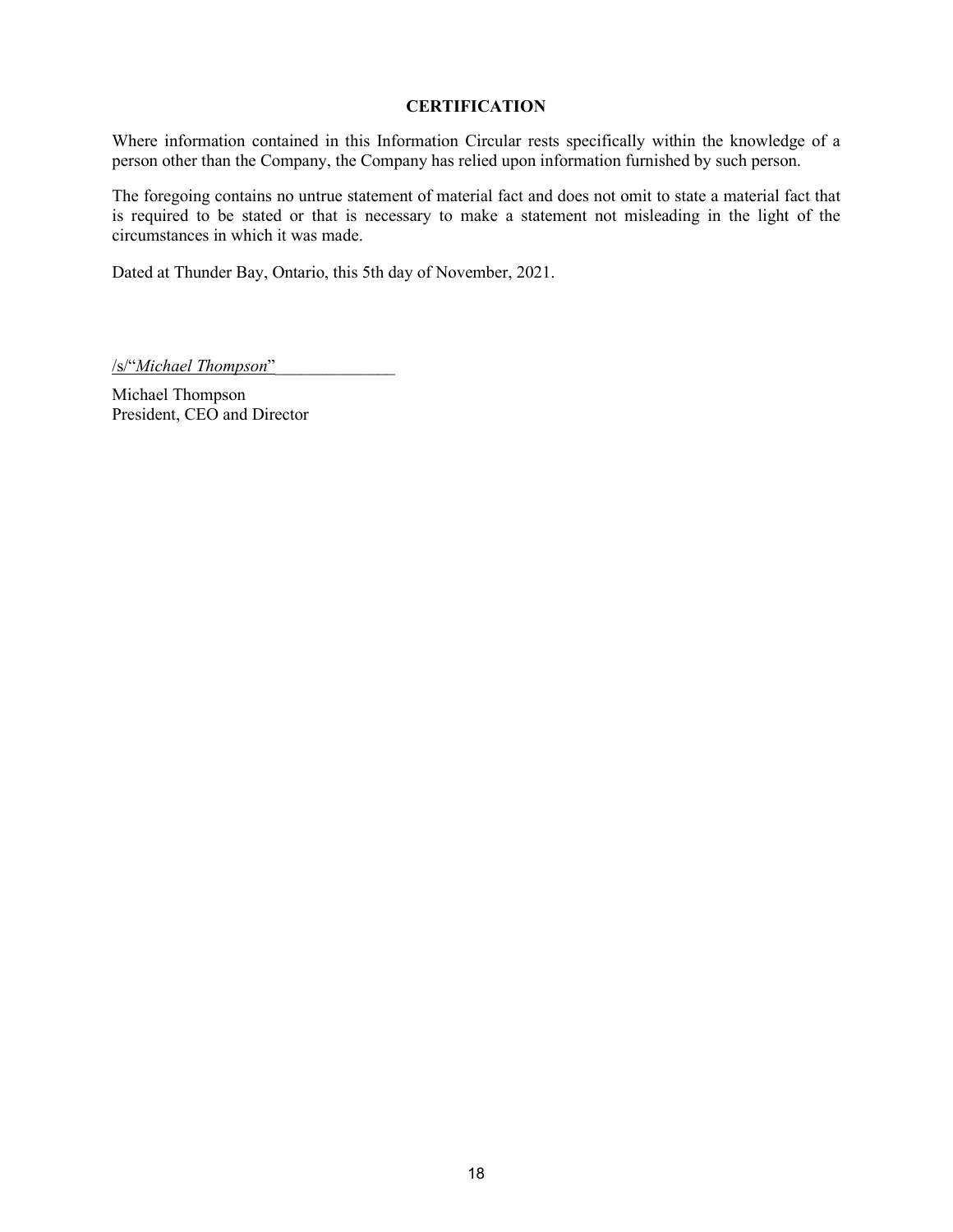## CERTIFICATION

Where information contained in this Information Circular rests specifically within the knowledge of a person other than the Company, the Company has relied upon information furnished by such person.

The foregoing contains no untrue statement of material fact and does not omit to state a material fact that is required to be stated or that is necessary to make a statement not misleading in the light of the circumstances in which it was made.

Dated at Thunder Bay, Ontario, this 5th day of November, 2021.

/s/"*Michael Thompson*"

Michael Thompson
President, CEO and Director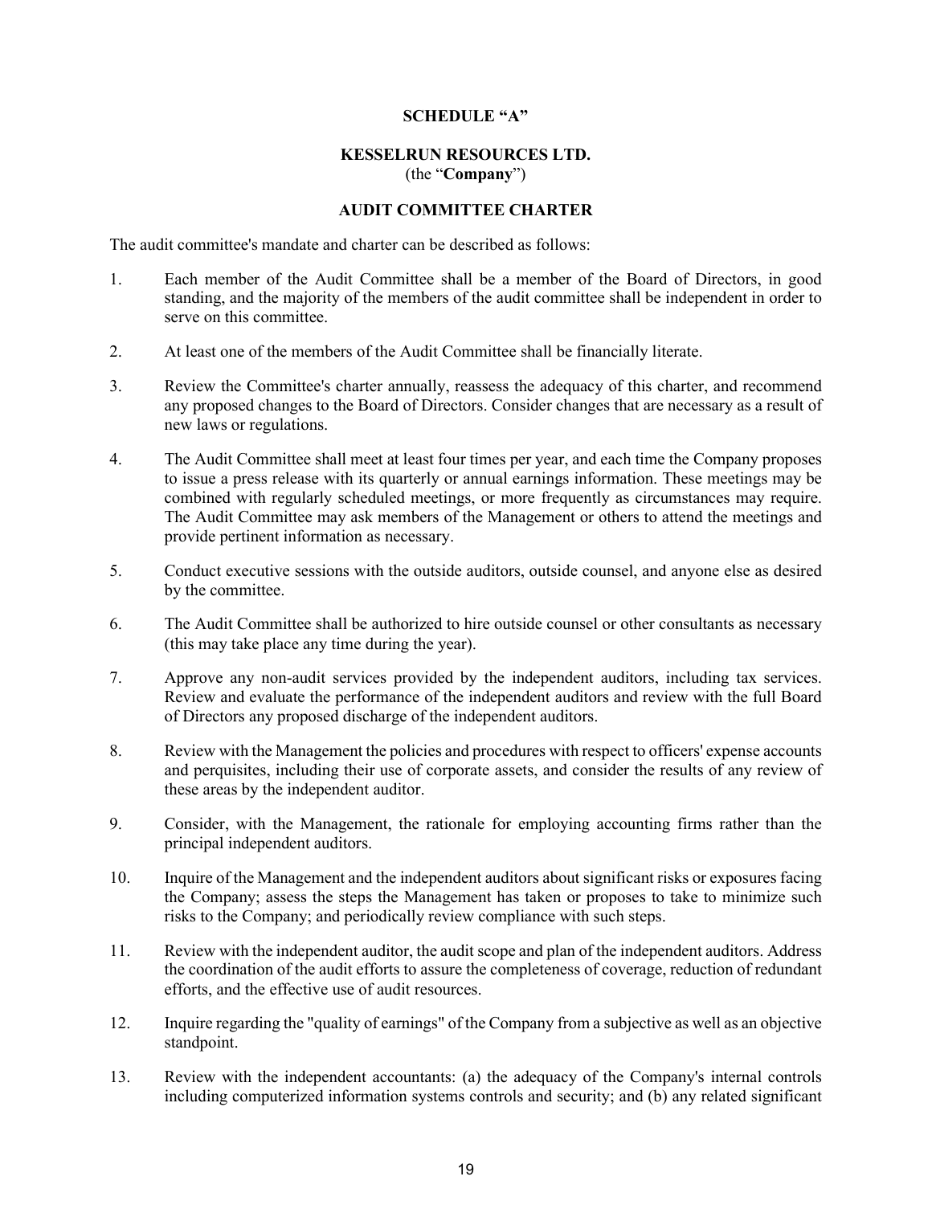**SCHEDULE "A"**

**KESSELRUN RESOURCES LTD.**
(the "**Company**")

**AUDIT COMMITTEE CHARTER**

The audit committee's mandate and charter can be described as follows:

1. Each member of the Audit Committee shall be a member of the Board of Directors, in good standing, and the majority of the members of the audit committee shall be independent in order to serve on this committee.

2. At least one of the members of the Audit Committee shall be financially literate.

3. Review the Committee's charter annually, reassess the adequacy of this charter, and recommend any proposed changes to the Board of Directors. Consider changes that are necessary as a result of new laws or regulations.

4. The Audit Committee shall meet at least four times per year, and each time the Company proposes to issue a press release with its quarterly or annual earnings information. These meetings may be combined with regularly scheduled meetings, or more frequently as circumstances may require. The Audit Committee may ask members of the Management or others to attend the meetings and provide pertinent information as necessary.

5. Conduct executive sessions with the outside auditors, outside counsel, and anyone else as desired by the committee.

6. The Audit Committee shall be authorized to hire outside counsel or other consultants as necessary (this may take place any time during the year).

7. Approve any non-audit services provided by the independent auditors, including tax services. Review and evaluate the performance of the independent auditors and review with the full Board of Directors any proposed discharge of the independent auditors.

8. Review with the Management the policies and procedures with respect to officers' expense accounts and perquisites, including their use of corporate assets, and consider the results of any review of these areas by the independent auditor.

9. Consider, with the Management, the rationale for employing accounting firms rather than the principal independent auditors.

10. Inquire of the Management and the independent auditors about significant risks or exposures facing the Company; assess the steps the Management has taken or proposes to take to minimize such risks to the Company; and periodically review compliance with such steps.

11. Review with the independent auditor, the audit scope and plan of the independent auditors. Address the coordination of the audit efforts to assure the completeness of coverage, reduction of redundant efforts, and the effective use of audit resources.

12. Inquire regarding the "quality of earnings" of the Company from a subjective as well as an objective standpoint.

13. Review with the independent accountants: (a) the adequacy of the Company's internal controls including computerized information systems controls and security; and (b) any related significant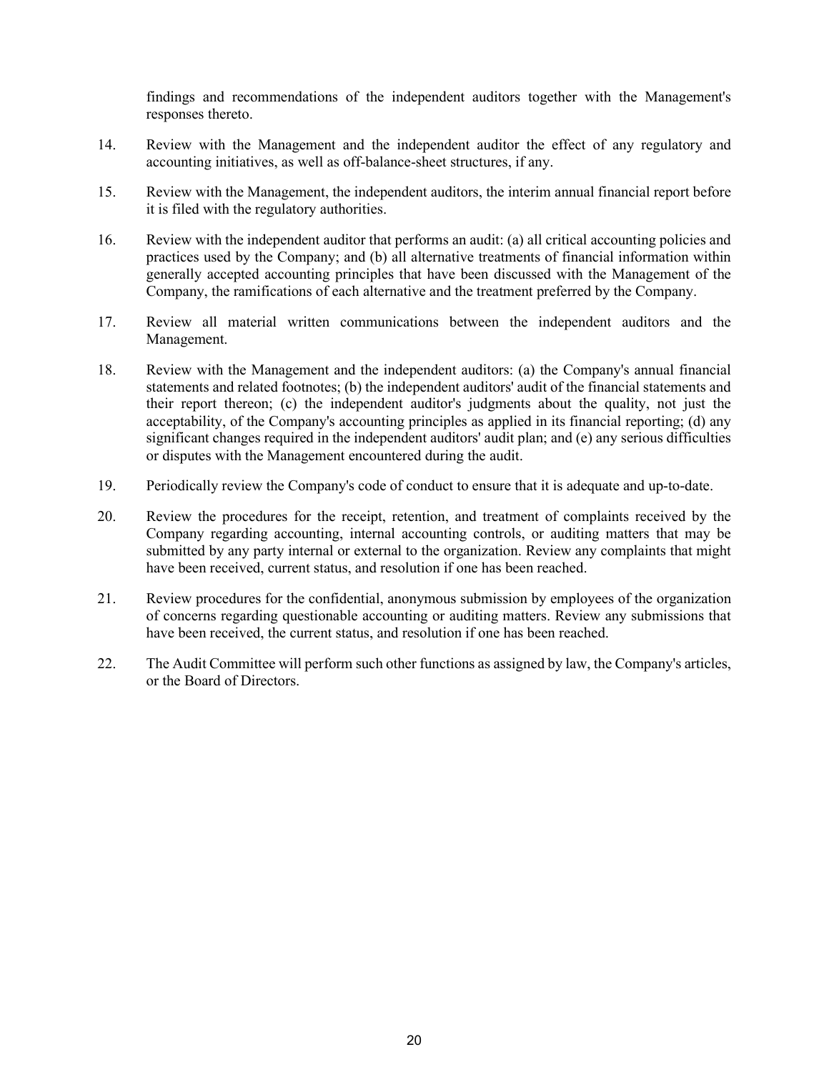findings and recommendations of the independent auditors together with the Management's responses thereto.

14. Review with the Management and the independent auditor the effect of any regulatory and accounting initiatives, as well as off-balance-sheet structures, if any.

15. Review with the Management, the independent auditors, the interim annual financial report before it is filed with the regulatory authorities.

16. Review with the independent auditor that performs an audit: (a) all critical accounting policies and practices used by the Company; and (b) all alternative treatments of financial information within generally accepted accounting principles that have been discussed with the Management of the Company, the ramifications of each alternative and the treatment preferred by the Company.

17. Review all material written communications between the independent auditors and the Management.

18. Review with the Management and the independent auditors: (a) the Company's annual financial statements and related footnotes; (b) the independent auditors' audit of the financial statements and their report thereon; (c) the independent auditor's judgments about the quality, not just the acceptability, of the Company's accounting principles as applied in its financial reporting; (d) any significant changes required in the independent auditors' audit plan; and (e) any serious difficulties or disputes with the Management encountered during the audit.

19. Periodically review the Company's code of conduct to ensure that it is adequate and up-to-date.

20. Review the procedures for the receipt, retention, and treatment of complaints received by the Company regarding accounting, internal accounting controls, or auditing matters that may be submitted by any party internal or external to the organization. Review any complaints that might have been received, current status, and resolution if one has been reached.

21. Review procedures for the confidential, anonymous submission by employees of the organization of concerns regarding questionable accounting or auditing matters. Review any submissions that have been received, the current status, and resolution if one has been reached.

22. The Audit Committee will perform such other functions as assigned by law, the Company's articles, or the Board of Directors.